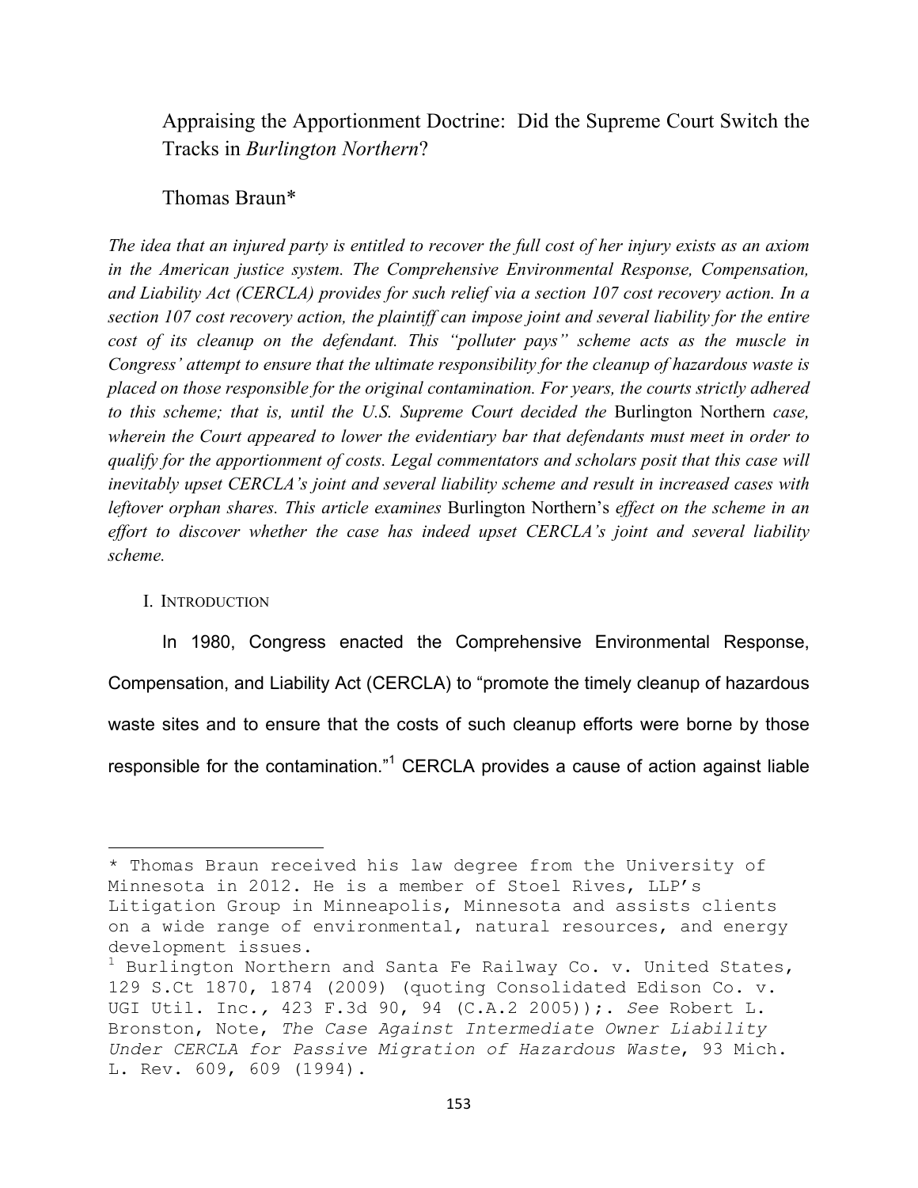# Appraising the Apportionment Doctrine: Did the Supreme Court Switch the Tracks in *Burlington Northern*?

Thomas Braun*

*The idea that an injured party is entitled to recover the full cost of her injury exists as an axiom in the American justice system. The Comprehensive Environmental Response, Compensation, and Liability Act (CERCLA) provides for such relief via a section 107 cost recovery action. In a section 107 cost recovery action, the plaintiff can impose joint and several liability for the entire cost of its cleanup on the defendant. This "polluter pays" scheme acts as the muscle in Congress' attempt to ensure that the ultimate responsibility for the cleanup of hazardous waste is placed on those responsible for the original contamination. For years, the courts strictly adhered to this scheme; that is, until the U.S. Supreme Court decided the* Burlington Northern *case, wherein the Court appeared to lower the evidentiary bar that defendants must meet in order to qualify for the apportionment of costs. Legal commentators and scholars posit that this case will inevitably upset CERCLA's joint and several liability scheme and result in increased cases with leftover orphan shares. This article examines* Burlington Northern's *effect on the scheme in an effort to discover whether the case has indeed upset CERCLA's joint and several liability scheme.*

## I. Introduction

In 1980, Congress enacted the Comprehensive Environmental Response, Compensation, and Liability Act (CERCLA) to "promote the timely cleanup of hazardous waste sites and to ensure that the costs of such cleanup efforts were borne by those responsible for the contamination."[1] CERCLA provides a cause of action against liable

---

\* Thomas Braun received his law degree from the University of Minnesota in 2012. He is a member of Stoel Rives, LLP's Litigation Group in Minneapolis, Minnesota and assists clients on a wide range of environmental, natural resources, and energy development issues.

[1] Burlington Northern and Santa Fe Railway Co. v. United States, 129 S.Ct 1870, 1874 (2009) (quoting Consolidated Edison Co. v. UGI Util. Inc., 423 F.3d 90, 94 (C.A.2 2005));. *See* Robert L. Bronston, Note, *The Case Against Intermediate Owner Liability Under CERCLA for Passive Migration of Hazardous Waste*, 93 Mich. L. Rev. 609, 609 (1994).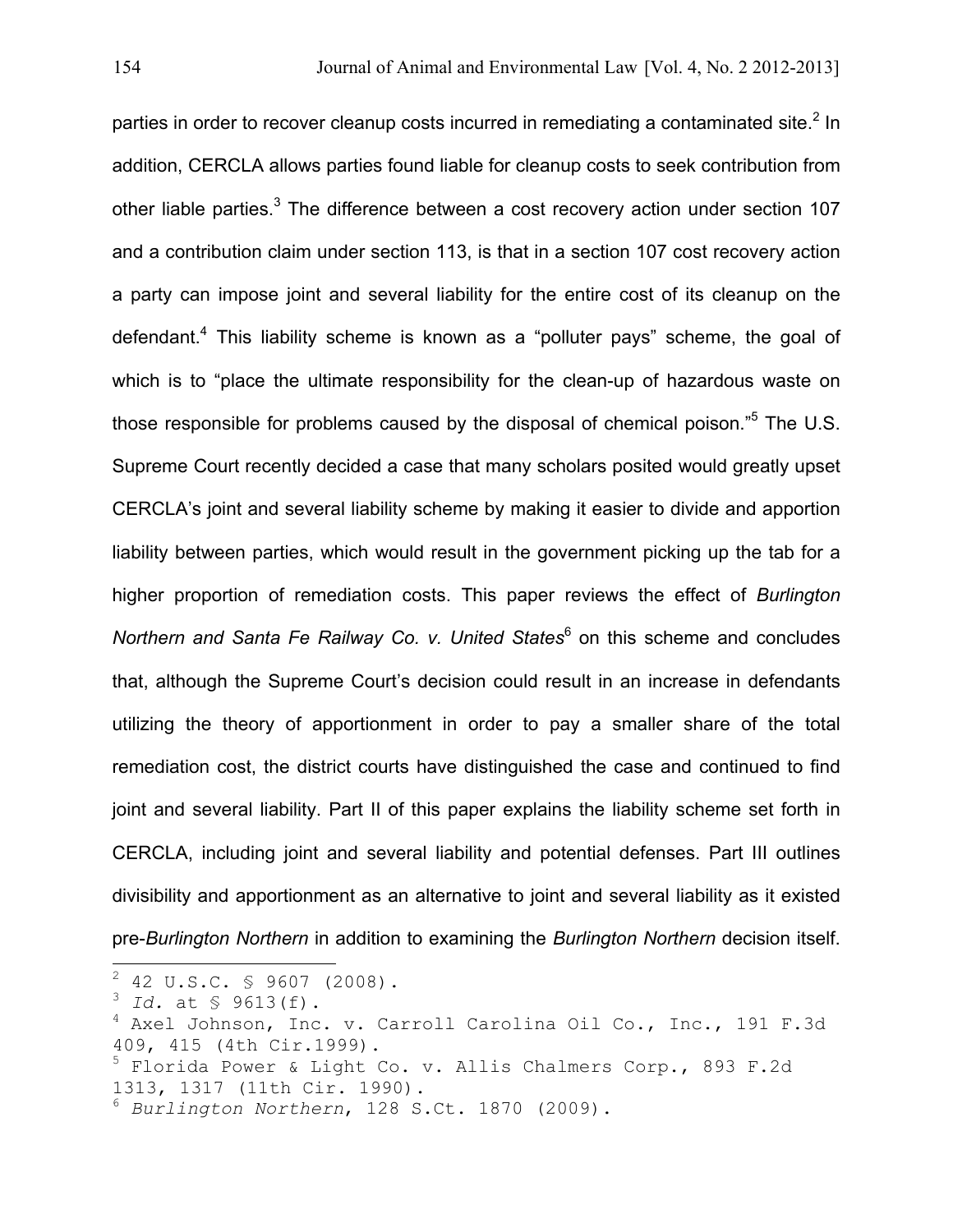parties in order to recover cleanup costs incurred in remediating a contaminated site.[2] In addition, CERCLA allows parties found liable for cleanup costs to seek contribution from other liable parties.[3] The difference between a cost recovery action under section 107 and a contribution claim under section 113, is that in a section 107 cost recovery action a party can impose joint and several liability for the entire cost of its cleanup on the defendant.[4] This liability scheme is known as a "polluter pays" scheme, the goal of which is to "place the ultimate responsibility for the clean-up of hazardous waste on those responsible for problems caused by the disposal of chemical poison."[5] The U.S. Supreme Court recently decided a case that many scholars posited would greatly upset CERCLA's joint and several liability scheme by making it easier to divide and apportion liability between parties, which would result in the government picking up the tab for a higher proportion of remediation costs. This paper reviews the effect of *Burlington Northern and Santa Fe Railway Co. v. United States*[6] on this scheme and concludes that, although the Supreme Court's decision could result in an increase in defendants utilizing the theory of apportionment in order to pay a smaller share of the total remediation cost, the district courts have distinguished the case and continued to find joint and several liability. Part II of this paper explains the liability scheme set forth in CERCLA, including joint and several liability and potential defenses. Part III outlines divisibility and apportionment as an alternative to joint and several liability as it existed pre-*Burlington Northern* in addition to examining the *Burlington Northern* decision itself.

---

[2] 42 U.S.C. § 9607 (2008).

[3] *Id.* at § 9613(f).

[4] Axel Johnson, Inc. v. Carroll Carolina Oil Co., Inc., 191 F.3d 409, 415 (4th Cir.1999).

[5] Florida Power & Light Co. v. Allis Chalmers Corp., 893 F.2d 1313, 1317 (11th Cir. 1990).

[6] *Burlington Northern*, 128 S.Ct. 1870 (2009).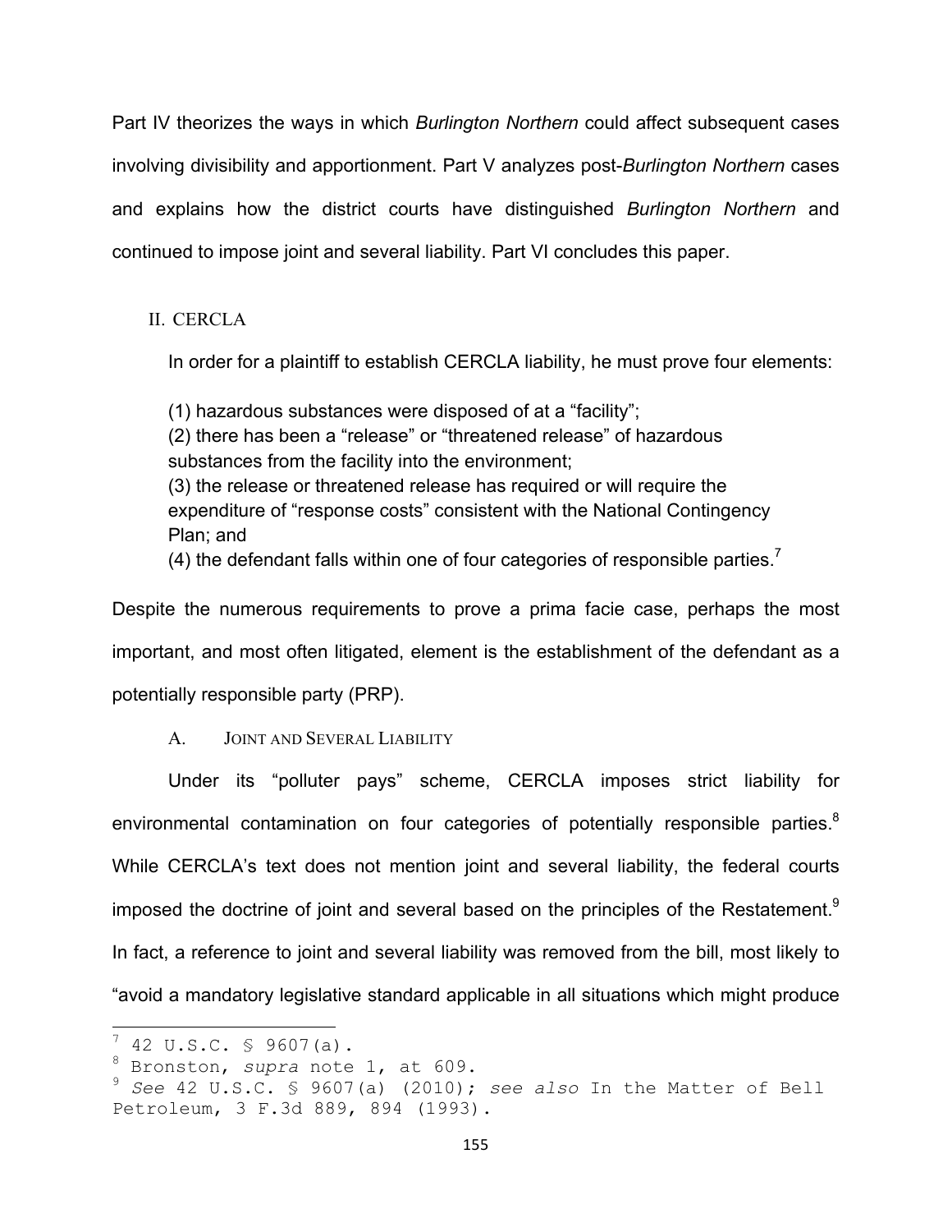Part IV theorizes the ways in which *Burlington Northern* could affect subsequent cases involving divisibility and apportionment. Part V analyzes post-*Burlington Northern* cases and explains how the district courts have distinguished *Burlington Northern* and continued to impose joint and several liability. Part VI concludes this paper.

## II. CERCLA

In order for a plaintiff to establish CERCLA liability, he must prove four elements:

> (1) hazardous substances were disposed of at a "facility";
> (2) there has been a "release" or "threatened release" of hazardous substances from the facility into the environment;
> (3) the release or threatened release has required or will require the expenditure of "response costs" consistent with the National Contingency Plan; and
> (4) the defendant falls within one of four categories of responsible parties.[7]

Despite the numerous requirements to prove a prima facie case, perhaps the most important, and most often litigated, element is the establishment of the defendant as a potentially responsible party (PRP).

### A. Joint and Several Liability

Under its "polluter pays" scheme, CERCLA imposes strict liability for environmental contamination on four categories of potentially responsible parties.[8] While CERCLA's text does not mention joint and several liability, the federal courts imposed the doctrine of joint and several based on the principles of the Restatement.[9] In fact, a reference to joint and several liability was removed from the bill, most likely to "avoid a mandatory legislative standard applicable in all situations which might produce

---

[7] 42 U.S.C. § 9607(a).

[8] Bronston, *supra* note 1, at 609.

[9] *See* 42 U.S.C. § 9607(a) (2010); *see also* In the Matter of Bell Petroleum, 3 F.3d 889, 894 (1993).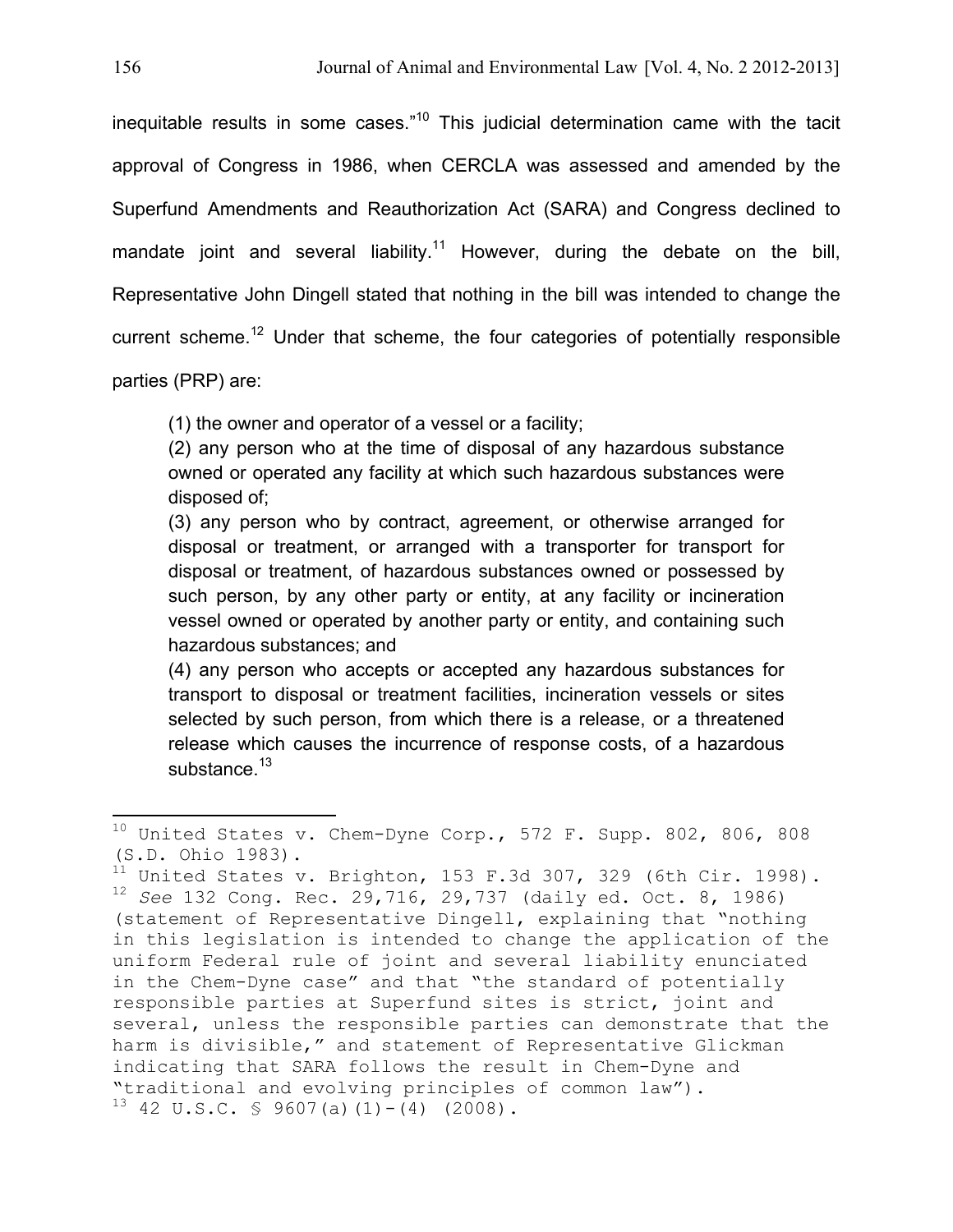inequitable results in some cases."[10] This judicial determination came with the tacit approval of Congress in 1986, when CERCLA was assessed and amended by the Superfund Amendments and Reauthorization Act (SARA) and Congress declined to mandate joint and several liability.[11] However, during the debate on the bill, Representative John Dingell stated that nothing in the bill was intended to change the current scheme.[12] Under that scheme, the four categories of potentially responsible parties (PRP) are:

> (1) the owner and operator of a vessel or a facility;
> (2) any person who at the time of disposal of any hazardous substance owned or operated any facility at which such hazardous substances were disposed of;
> (3) any person who by contract, agreement, or otherwise arranged for disposal or treatment, or arranged with a transporter for transport for disposal or treatment, of hazardous substances owned or possessed by such person, by any other party or entity, at any facility or incineration vessel owned or operated by another party or entity, and containing such hazardous substances; and
> (4) any person who accepts or accepted any hazardous substances for transport to disposal or treatment facilities, incineration vessels or sites selected by such person, from which there is a release, or a threatened release which causes the incurrence of response costs, of a hazardous substance.[13]

---

[10] United States v. Chem-Dyne Corp., 572 F. Supp. 802, 806, 808 (S.D. Ohio 1983).

[11] United States v. Brighton, 153 F.3d 307, 329 (6th Cir. 1998).

[12] *See* 132 Cong. Rec. 29,716, 29,737 (daily ed. Oct. 8, 1986) (statement of Representative Dingell, explaining that "nothing in this legislation is intended to change the application of the uniform Federal rule of joint and several liability enunciated in the Chem-Dyne case" and that "the standard of potentially responsible parties at Superfund sites is strict, joint and several, unless the responsible parties can demonstrate that the harm is divisible," and statement of Representative Glickman indicating that SARA follows the result in Chem-Dyne and "traditional and evolving principles of common law").

[13] 42 U.S.C. § 9607(a)(1)-(4) (2008).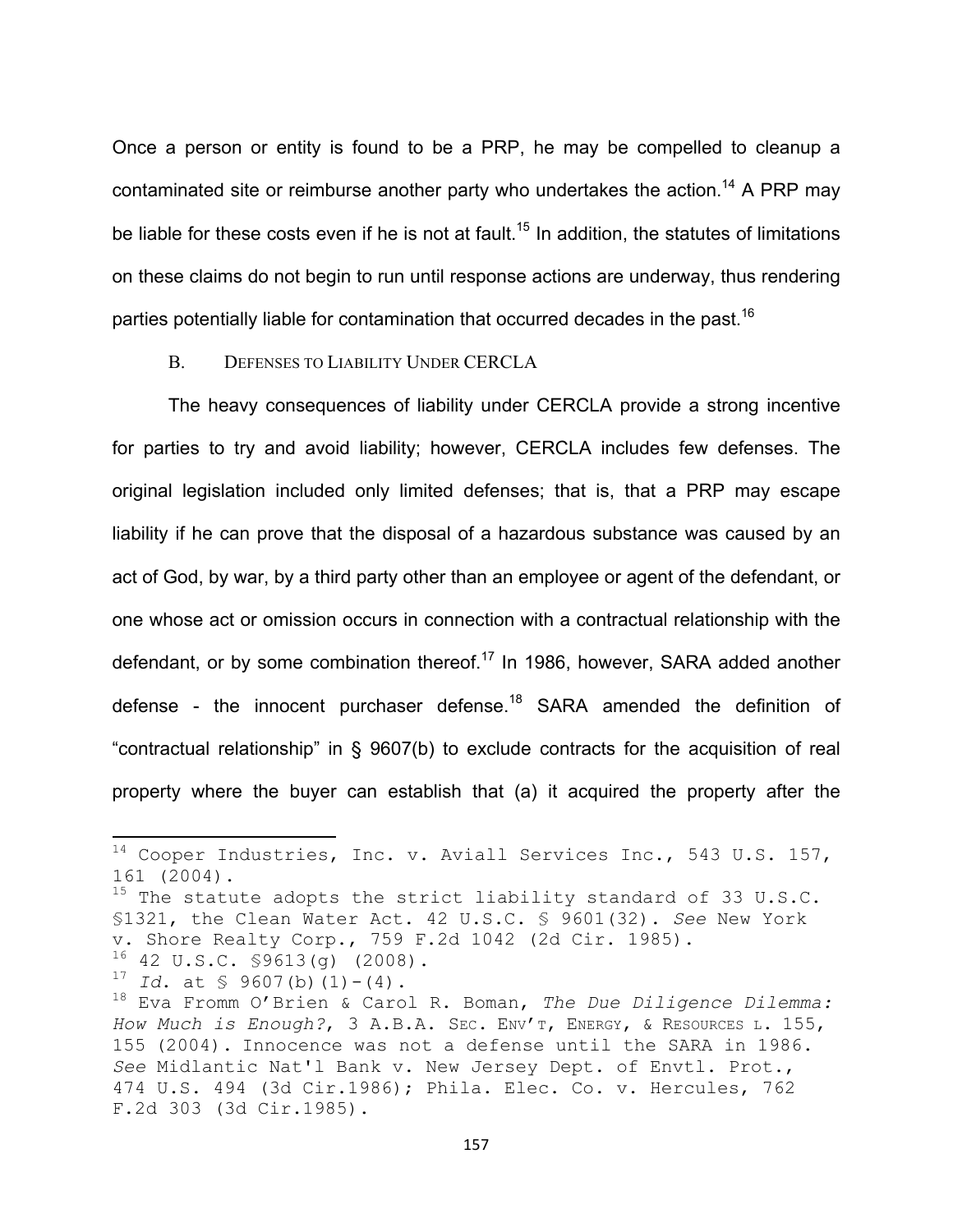Once a person or entity is found to be a PRP, he may be compelled to cleanup a contaminated site or reimburse another party who undertakes the action.[14] A PRP may be liable for these costs even if he is not at fault.[15] In addition, the statutes of limitations on these claims do not begin to run until response actions are underway, thus rendering parties potentially liable for contamination that occurred decades in the past.[16]

### B. Defenses to Liability Under CERCLA

The heavy consequences of liability under CERCLA provide a strong incentive for parties to try and avoid liability; however, CERCLA includes few defenses. The original legislation included only limited defenses; that is, that a PRP may escape liability if he can prove that the disposal of a hazardous substance was caused by an act of God, by war, by a third party other than an employee or agent of the defendant, or one whose act or omission occurs in connection with a contractual relationship with the defendant, or by some combination thereof.[17] In 1986, however, SARA added another defense - the innocent purchaser defense.[18] SARA amended the definition of "contractual relationship" in § 9607(b) to exclude contracts for the acquisition of real property where the buyer can establish that (a) it acquired the property after the

---

[14] Cooper Industries, Inc. v. Aviall Services Inc., 543 U.S. 157, 161 (2004).

[15] The statute adopts the strict liability standard of 33 U.S.C. §1321, the Clean Water Act. 42 U.S.C. § 9601(32). *See* New York v. Shore Realty Corp., 759 F.2d 1042 (2d Cir. 1985).

[16] 42 U.S.C. §9613(g) (2008).

[17] *Id.* at § 9607(b)(1)-(4).

[18] Eva Fromm O'Brien & Carol R. Boman, *The Due Diligence Dilemma: How Much is Enough?*, 3 A.B.A. Sec. Env't, Energy, & Resources L. 155, 155 (2004). Innocence was not a defense until the SARA in 1986. *See* Midlantic Nat'l Bank v. New Jersey Dept. of Envtl. Prot., 474 U.S. 494 (3d Cir.1986); Phila. Elec. Co. v. Hercules, 762 F.2d 303 (3d Cir.1985).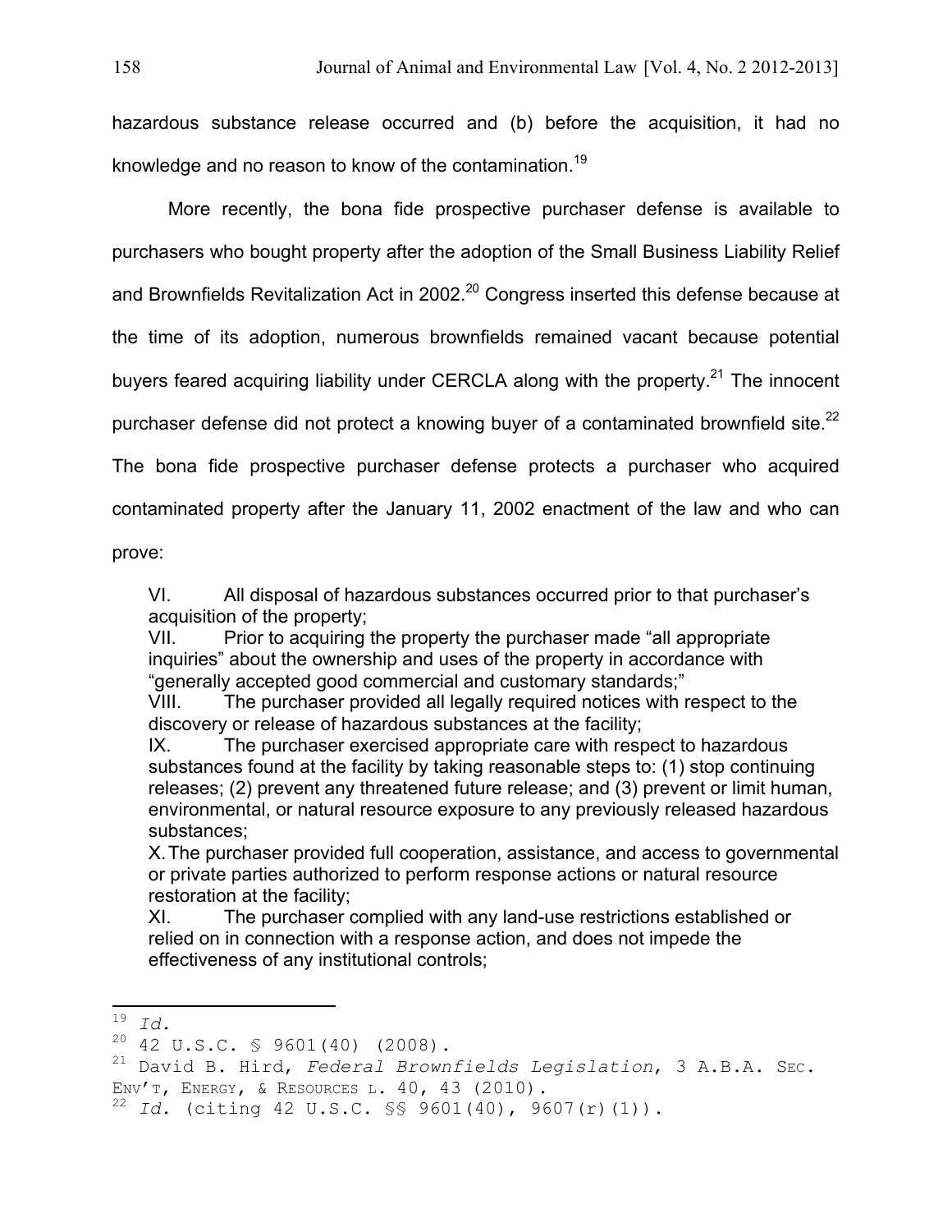hazardous substance release occurred and (b) before the acquisition, it had no knowledge and no reason to know of the contamination.[19]

More recently, the bona fide prospective purchaser defense is available to purchasers who bought property after the adoption of the Small Business Liability Relief and Brownfields Revitalization Act in 2002.[20] Congress inserted this defense because at the time of its adoption, numerous brownfields remained vacant because potential buyers feared acquiring liability under CERCLA along with the property.[21] The innocent purchaser defense did not protect a knowing buyer of a contaminated brownfield site.[22] The bona fide prospective purchaser defense protects a purchaser who acquired contaminated property after the January 11, 2002 enactment of the law and who can prove:

> VI. All disposal of hazardous substances occurred prior to that purchaser's acquisition of the property;
>
> VII. Prior to acquiring the property the purchaser made "all appropriate inquiries" about the ownership and uses of the property in accordance with "generally accepted good commercial and customary standards;"
>
> VIII. The purchaser provided all legally required notices with respect to the discovery or release of hazardous substances at the facility;
>
> IX. The purchaser exercised appropriate care with respect to hazardous substances found at the facility by taking reasonable steps to: (1) stop continuing releases; (2) prevent any threatened future release; and (3) prevent or limit human, environmental, or natural resource exposure to any previously released hazardous substances;
>
> X. The purchaser provided full cooperation, assistance, and access to governmental or private parties authorized to perform response actions or natural resource restoration at the facility;
>
> XI. The purchaser complied with any land-use restrictions established or relied on in connection with a response action, and does not impede the effectiveness of any institutional controls;

---

[19] *Id.*

[20] 42 U.S.C. § 9601(40) (2008).

[21] David B. Hird, *Federal Brownfields Legislation*, 3 A.B.A. SEC. ENV'T, ENERGY, & RESOURCES L. 40, 43 (2010).

[22] *Id.* (citing 42 U.S.C. §§ 9601(40), 9607(r)(1)).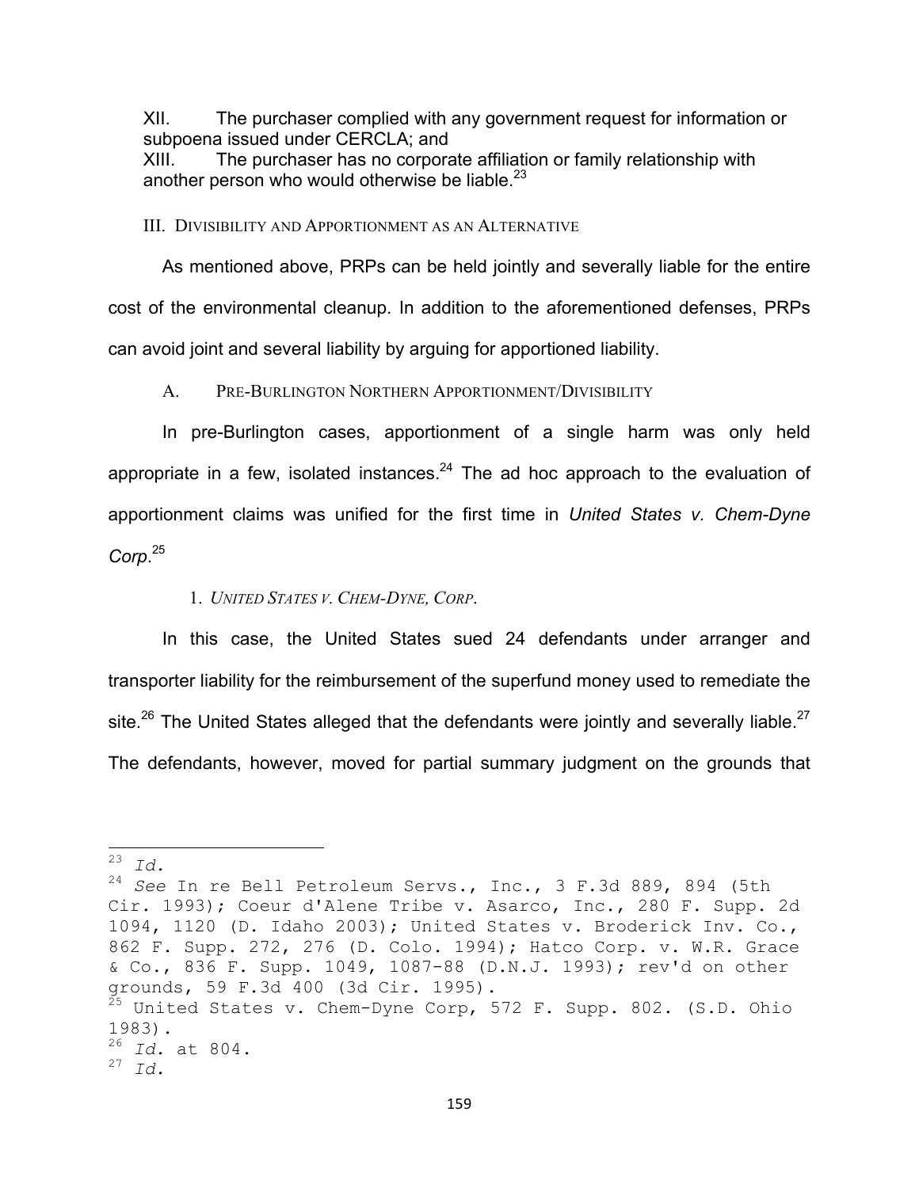XII. The purchaser complied with any government request for information or subpoena issued under CERCLA; and

XIII. The purchaser has no corporate affiliation or family relationship with another person who would otherwise be liable.[23]

## III. Divisibility and Apportionment as an Alternative

As mentioned above, PRPs can be held jointly and severally liable for the entire cost of the environmental cleanup. In addition to the aforementioned defenses, PRPs can avoid joint and several liability by arguing for apportioned liability.

### A. Pre-Burlington Northern Apportionment/Divisibility

In pre-Burlington cases, apportionment of a single harm was only held appropriate in a few, isolated instances.[24] The ad hoc approach to the evaluation of apportionment claims was unified for the first time in *United States v. Chem-Dyne Corp*.[25]

#### 1. *United States v. Chem-Dyne, Corp.*

In this case, the United States sued 24 defendants under arranger and transporter liability for the reimbursement of the superfund money used to remediate the site.[26] The United States alleged that the defendants were jointly and severally liable.[27] The defendants, however, moved for partial summary judgment on the grounds that

---

[23] *Id.*

[24] *See* In re Bell Petroleum Servs., Inc., 3 F.3d 889, 894 (5th Cir. 1993); Coeur d'Alene Tribe v. Asarco, Inc., 280 F. Supp. 2d 1094, 1120 (D. Idaho 2003); United States v. Broderick Inv. Co., 862 F. Supp. 272, 276 (D. Colo. 1994); Hatco Corp. v. W.R. Grace & Co., 836 F. Supp. 1049, 1087-88 (D.N.J. 1993); rev'd on other grounds, 59 F.3d 400 (3d Cir. 1995).

[25] United States v. Chem-Dyne Corp, 572 F. Supp. 802. (S.D. Ohio 1983).

[26] *Id.* at 804.

[27] *Id.*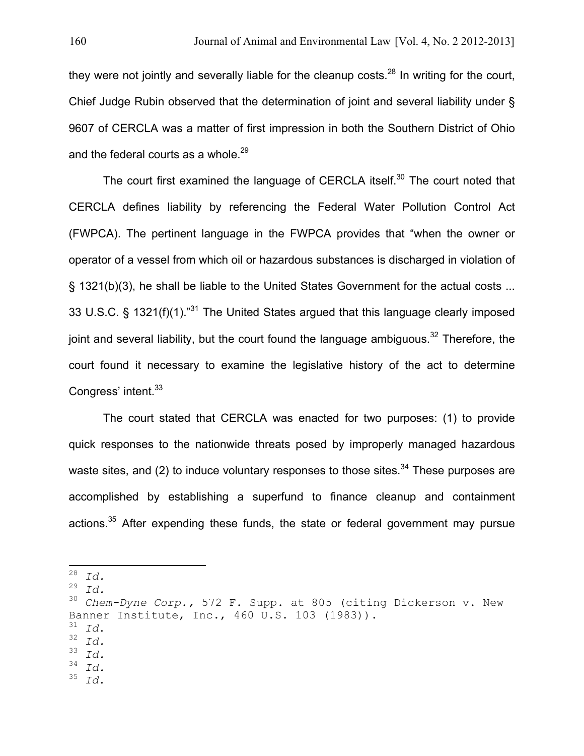they were not jointly and severally liable for the cleanup costs.[28] In writing for the court, Chief Judge Rubin observed that the determination of joint and several liability under § 9607 of CERCLA was a matter of first impression in both the Southern District of Ohio and the federal courts as a whole.[29]

The court first examined the language of CERCLA itself.[30] The court noted that CERCLA defines liability by referencing the Federal Water Pollution Control Act (FWPCA). The pertinent language in the FWPCA provides that "when the owner or operator of a vessel from which oil or hazardous substances is discharged in violation of § 1321(b)(3), he shall be liable to the United States Government for the actual costs ... 33 U.S.C. § 1321(f)(1)."[31] The United States argued that this language clearly imposed joint and several liability, but the court found the language ambiguous.[32] Therefore, the court found it necessary to examine the legislative history of the act to determine Congress' intent.[33]

The court stated that CERCLA was enacted for two purposes: (1) to provide quick responses to the nationwide threats posed by improperly managed hazardous waste sites, and (2) to induce voluntary responses to those sites.[34] These purposes are accomplished by establishing a superfund to finance cleanup and containment actions.[35] After expending these funds, the state or federal government may pursue

---

[28] *Id.*

[29] *Id.*

[30] *Chem-Dyne Corp.*, 572 F. Supp. at 805 (citing Dickerson v. New Banner Institute, Inc., 460 U.S. 103 (1983)).

[31] *Id.*

[32] *Id.*

[33] *Id.*

[34] *Id.*

[35] *Id.*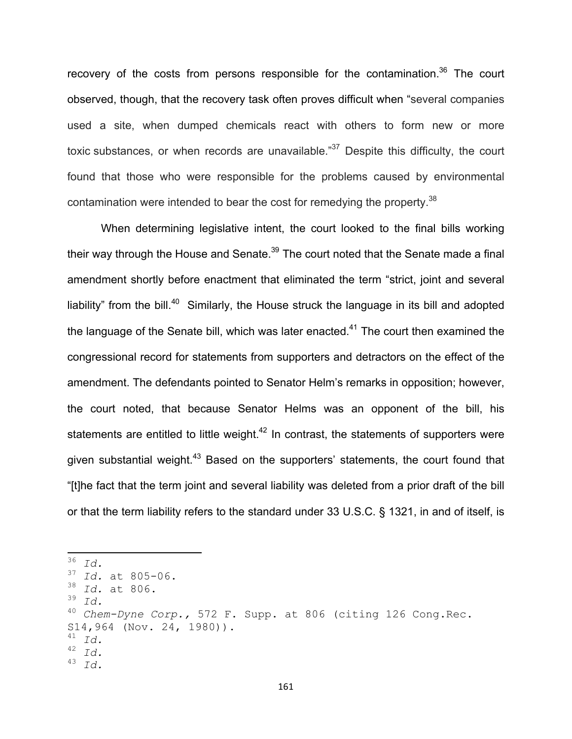recovery of the costs from persons responsible for the contamination.[36] The court observed, though, that the recovery task often proves difficult when "several companies used a site, when dumped chemicals react with others to form new or more toxic substances, or when records are unavailable."[37] Despite this difficulty, the court found that those who were responsible for the problems caused by environmental contamination were intended to bear the cost for remedying the property.[38]

When determining legislative intent, the court looked to the final bills working their way through the House and Senate.[39] The court noted that the Senate made a final amendment shortly before enactment that eliminated the term "strict, joint and several liability" from the bill.[40] Similarly, the House struck the language in its bill and adopted the language of the Senate bill, which was later enacted.[41] The court then examined the congressional record for statements from supporters and detractors on the effect of the amendment. The defendants pointed to Senator Helm's remarks in opposition; however, the court noted, that because Senator Helms was an opponent of the bill, his statements are entitled to little weight.[42] In contrast, the statements of supporters were given substantial weight.[43] Based on the supporters' statements, the court found that "[t]he fact that the term joint and several liability was deleted from a prior draft of the bill or that the term liability refers to the standard under 33 U.S.C. § 1321, in and of itself, is

---

[36] *Id.*
[37] *Id.* at 805-06.
[38] *Id.* at 806.
[39] *Id.*
[40] *Chem-Dyne Corp.*, 572 F. Supp. at 806 (citing 126 Cong.Rec. S14,964 (Nov. 24, 1980)).
[41] *Id.*
[42] *Id.*
[43] *Id.*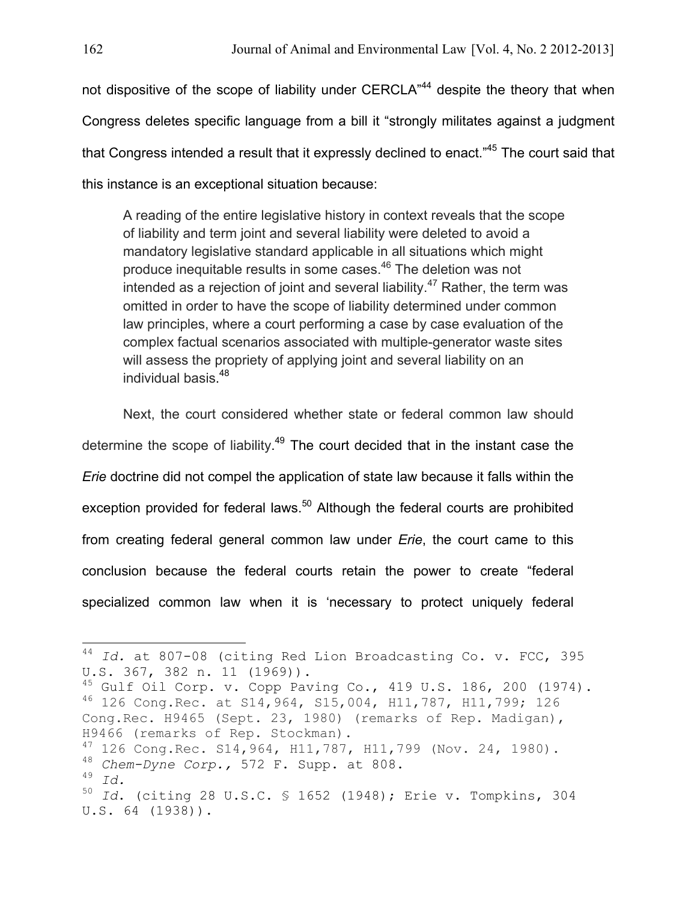not dispositive of the scope of liability under CERCLA"[44] despite the theory that when Congress deletes specific language from a bill it "strongly militates against a judgment that Congress intended a result that it expressly declined to enact."[45] The court said that this instance is an exceptional situation because:

> A reading of the entire legislative history in context reveals that the scope of liability and term joint and several liability were deleted to avoid a mandatory legislative standard applicable in all situations which might produce inequitable results in some cases.[46] The deletion was not intended as a rejection of joint and several liability.[47] Rather, the term was omitted in order to have the scope of liability determined under common law principles, where a court performing a case by case evaluation of the complex factual scenarios associated with multiple-generator waste sites will assess the propriety of applying joint and several liability on an individual basis.[48]

Next, the court considered whether state or federal common law should determine the scope of liability.[49] The court decided that in the instant case the *Erie* doctrine did not compel the application of state law because it falls within the exception provided for federal laws.[50] Although the federal courts are prohibited from creating federal general common law under *Erie*, the court came to this conclusion because the federal courts retain the power to create "federal specialized common law when it is 'necessary to protect uniquely federal

---

[44] *Id.* at 807-08 (citing Red Lion Broadcasting Co. v. FCC, 395 U.S. 367, 382 n. 11 (1969)).

[45] Gulf Oil Corp. v. Copp Paving Co., 419 U.S. 186, 200 (1974).

[46] 126 Cong.Rec. at S14,964, S15,004, H11,787, H11,799; 126 Cong.Rec. H9465 (Sept. 23, 1980) (remarks of Rep. Madigan), H9466 (remarks of Rep. Stockman).

[47] 126 Cong.Rec. S14,964, H11,787, H11,799 (Nov. 24, 1980).

[48] *Chem-Dyne Corp.,* 572 F. Supp. at 808.

[49] *Id.*

[50] *Id.* (citing 28 U.S.C. § 1652 (1948); Erie v. Tompkins, 304 U.S. 64 (1938)).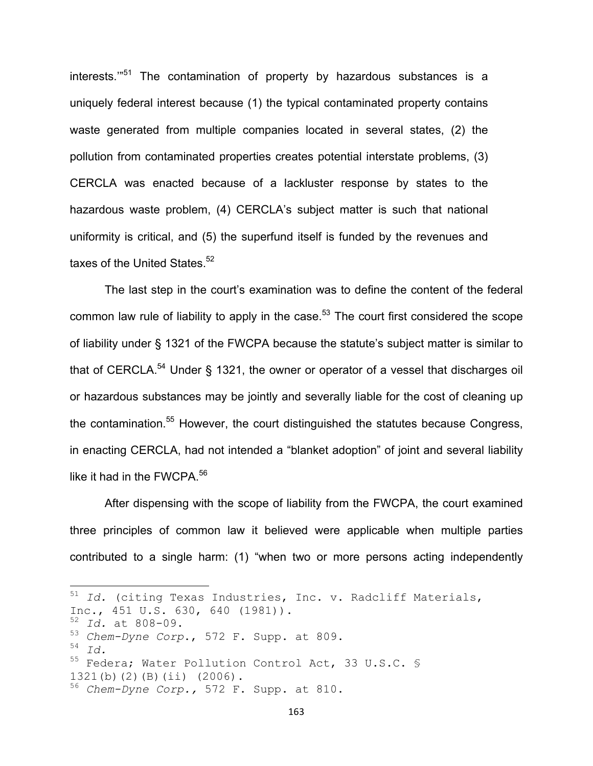interests.'"[51] The contamination of property by hazardous substances is a uniquely federal interest because (1) the typical contaminated property contains waste generated from multiple companies located in several states, (2) the pollution from contaminated properties creates potential interstate problems, (3) CERCLA was enacted because of a lackluster response by states to the hazardous waste problem, (4) CERCLA's subject matter is such that national uniformity is critical, and (5) the superfund itself is funded by the revenues and taxes of the United States.[52]

The last step in the court's examination was to define the content of the federal common law rule of liability to apply in the case.[53] The court first considered the scope of liability under § 1321 of the FWCPA because the statute's subject matter is similar to that of CERCLA.[54] Under § 1321, the owner or operator of a vessel that discharges oil or hazardous substances may be jointly and severally liable for the cost of cleaning up the contamination.[55] However, the court distinguished the statutes because Congress, in enacting CERCLA, had not intended a "blanket adoption" of joint and several liability like it had in the FWCPA.[56]

After dispensing with the scope of liability from the FWCPA, the court examined three principles of common law it believed were applicable when multiple parties contributed to a single harm: (1) "when two or more persons acting independently

---

[51] *Id.* (citing Texas Industries, Inc. v. Radcliff Materials, Inc., 451 U.S. 630, 640 (1981)).
[52] *Id.* at 808-09.
[53] *Chem-Dyne Corp.*, 572 F. Supp. at 809.
[54] *Id.*
[55] Federa; Water Pollution Control Act, 33 U.S.C. § 1321(b)(2)(B)(ii) (2006).
[56] *Chem-Dyne Corp.*, 572 F. Supp. at 810.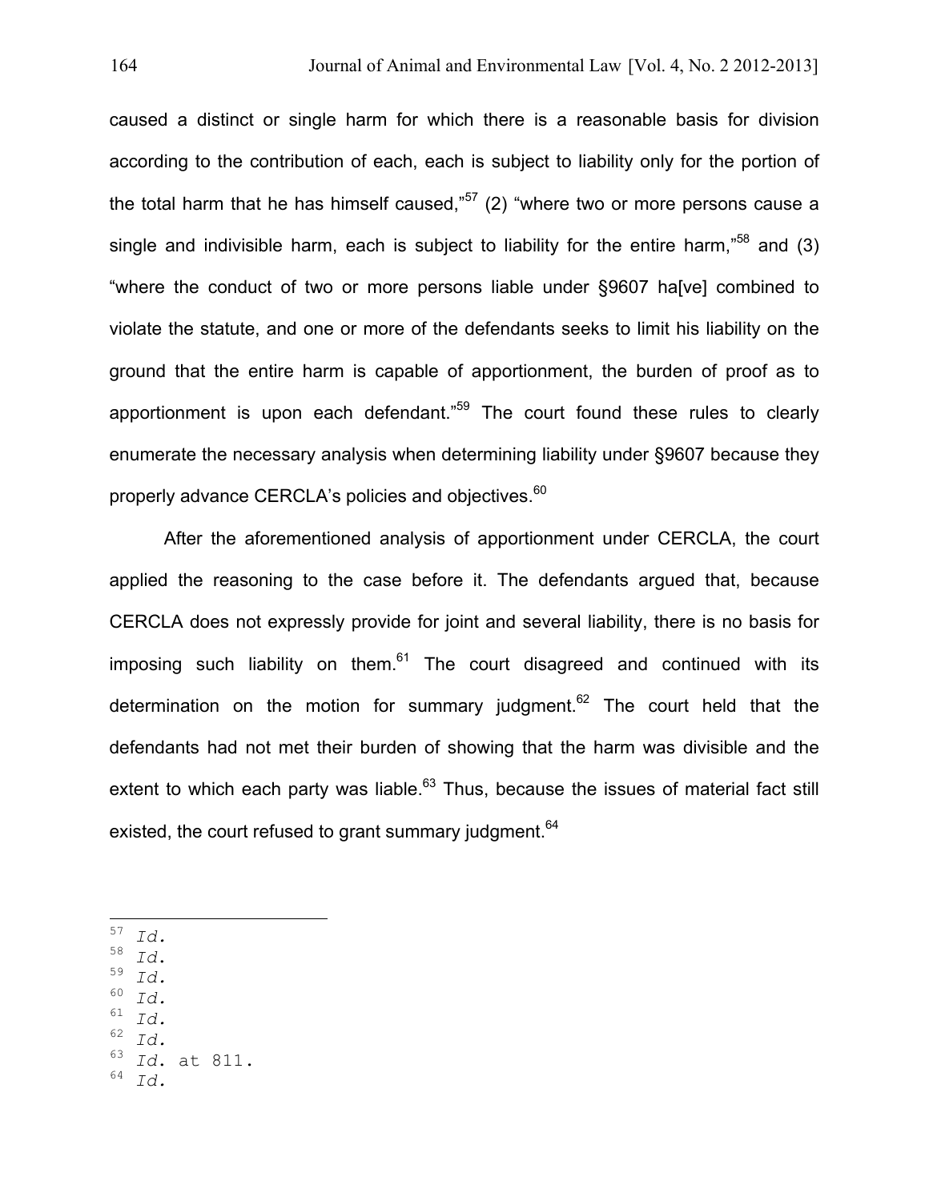caused a distinct or single harm for which there is a reasonable basis for division according to the contribution of each, each is subject to liability only for the portion of the total harm that he has himself caused,"[57] (2) "where two or more persons cause a single and indivisible harm, each is subject to liability for the entire harm,"[58] and (3) "where the conduct of two or more persons liable under §9607 ha[ve] combined to violate the statute, and one or more of the defendants seeks to limit his liability on the ground that the entire harm is capable of apportionment, the burden of proof as to apportionment is upon each defendant."[59] The court found these rules to clearly enumerate the necessary analysis when determining liability under §9607 because they properly advance CERCLA's policies and objectives.[60]

After the aforementioned analysis of apportionment under CERCLA, the court applied the reasoning to the case before it. The defendants argued that, because CERCLA does not expressly provide for joint and several liability, there is no basis for imposing such liability on them.[61] The court disagreed and continued with its determination on the motion for summary judgment.[62] The court held that the defendants had not met their burden of showing that the harm was divisible and the extent to which each party was liable.[63] Thus, because the issues of material fact still existed, the court refused to grant summary judgment.[64]

---

[57] *Id.*
[58] *Id.*
[59] *Id.*
[60] *Id.*
[61] *Id.*
[62] *Id.*
[63] *Id.* at 811.
[64] *Id.*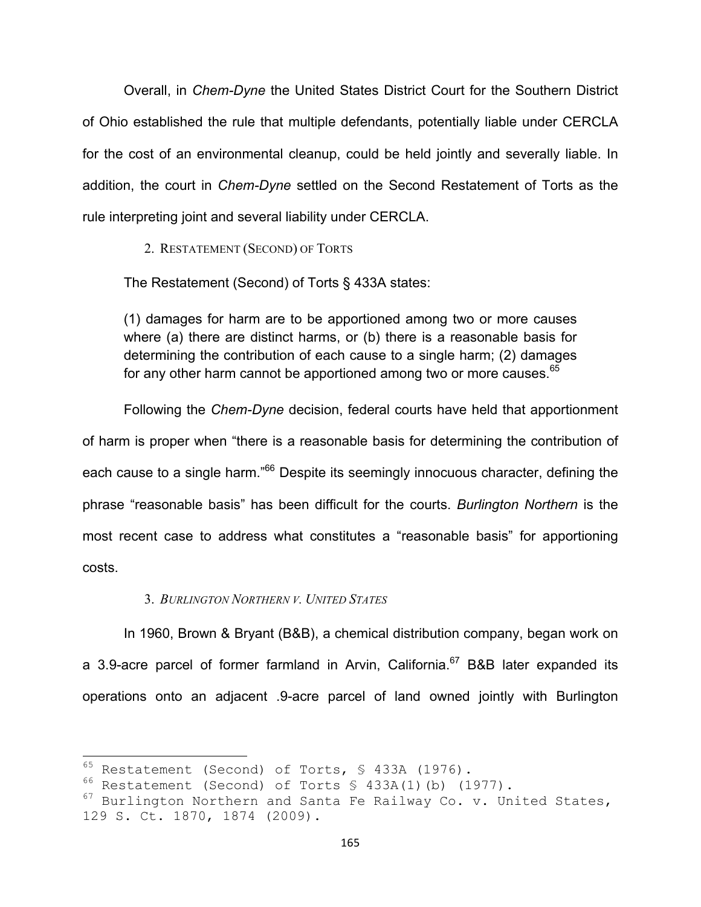Overall, in *Chem-Dyne* the United States District Court for the Southern District of Ohio established the rule that multiple defendants, potentially liable under CERCLA for the cost of an environmental cleanup, could be held jointly and severally liable. In addition, the court in *Chem-Dyne* settled on the Second Restatement of Torts as the rule interpreting joint and several liability under CERCLA.

### 2. Restatement (Second) of Torts

The Restatement (Second) of Torts § 433A states:

> (1) damages for harm are to be apportioned among two or more causes where (a) there are distinct harms, or (b) there is a reasonable basis for determining the contribution of each cause to a single harm; (2) damages for any other harm cannot be apportioned among two or more causes.[65]

Following the *Chem-Dyne* decision, federal courts have held that apportionment of harm is proper when "there is a reasonable basis for determining the contribution of each cause to a single harm."[66] Despite its seemingly innocuous character, defining the phrase "reasonable basis" has been difficult for the courts. *Burlington Northern* is the most recent case to address what constitutes a "reasonable basis" for apportioning costs.

### 3. *Burlington Northern v. United States*

In 1960, Brown & Bryant (B&B), a chemical distribution company, began work on a 3.9-acre parcel of former farmland in Arvin, California.[67] B&B later expanded its operations onto an adjacent .9-acre parcel of land owned jointly with Burlington

---

[65] Restatement (Second) of Torts, § 433A (1976).

[66] Restatement (Second) of Torts § 433A(1)(b) (1977).

[67] Burlington Northern and Santa Fe Railway Co. v. United States, 129 S. Ct. 1870, 1874 (2009).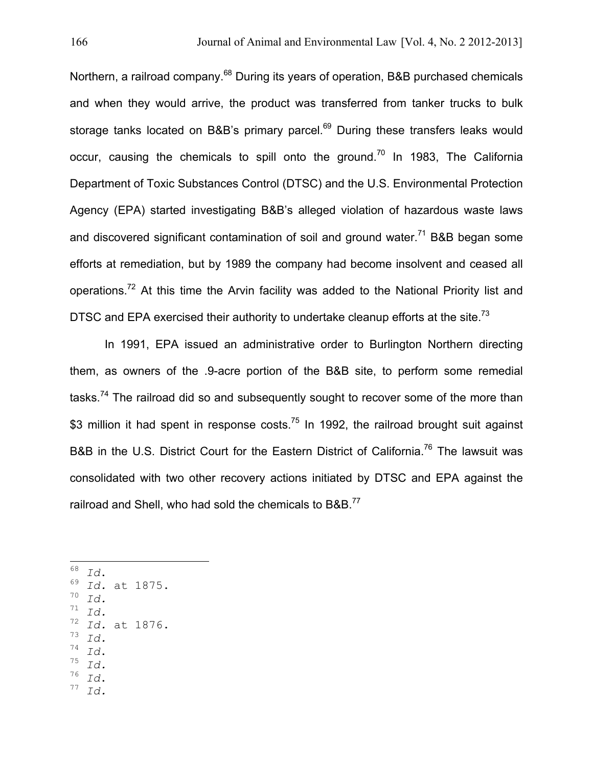Northern, a railroad company.[68] During its years of operation, B&B purchased chemicals and when they would arrive, the product was transferred from tanker trucks to bulk storage tanks located on B&B's primary parcel.[69] During these transfers leaks would occur, causing the chemicals to spill onto the ground.[70] In 1983, The California Department of Toxic Substances Control (DTSC) and the U.S. Environmental Protection Agency (EPA) started investigating B&B's alleged violation of hazardous waste laws and discovered significant contamination of soil and ground water.[71] B&B began some efforts at remediation, but by 1989 the company had become insolvent and ceased all operations.[72] At this time the Arvin facility was added to the National Priority list and DTSC and EPA exercised their authority to undertake cleanup efforts at the site.[73]

In 1991, EPA issued an administrative order to Burlington Northern directing them, as owners of the .9-acre portion of the B&B site, to perform some remedial tasks.[74] The railroad did so and subsequently sought to recover some of the more than $3 million it had spent in response costs.[75] In 1992, the railroad brought suit against B&B in the U.S. District Court for the Eastern District of California.[76] The lawsuit was consolidated with two other recovery actions initiated by DTSC and EPA against the railroad and Shell, who had sold the chemicals to B&B.[77]

---

[68] *Id.*
[69] *Id.* at 1875.
[70] *Id.*
[71] *Id.*
[72] *Id.* at 1876.
[73] *Id.*
[74] *Id.*
[75] *Id.*
[76] *Id.*
[77] *Id.*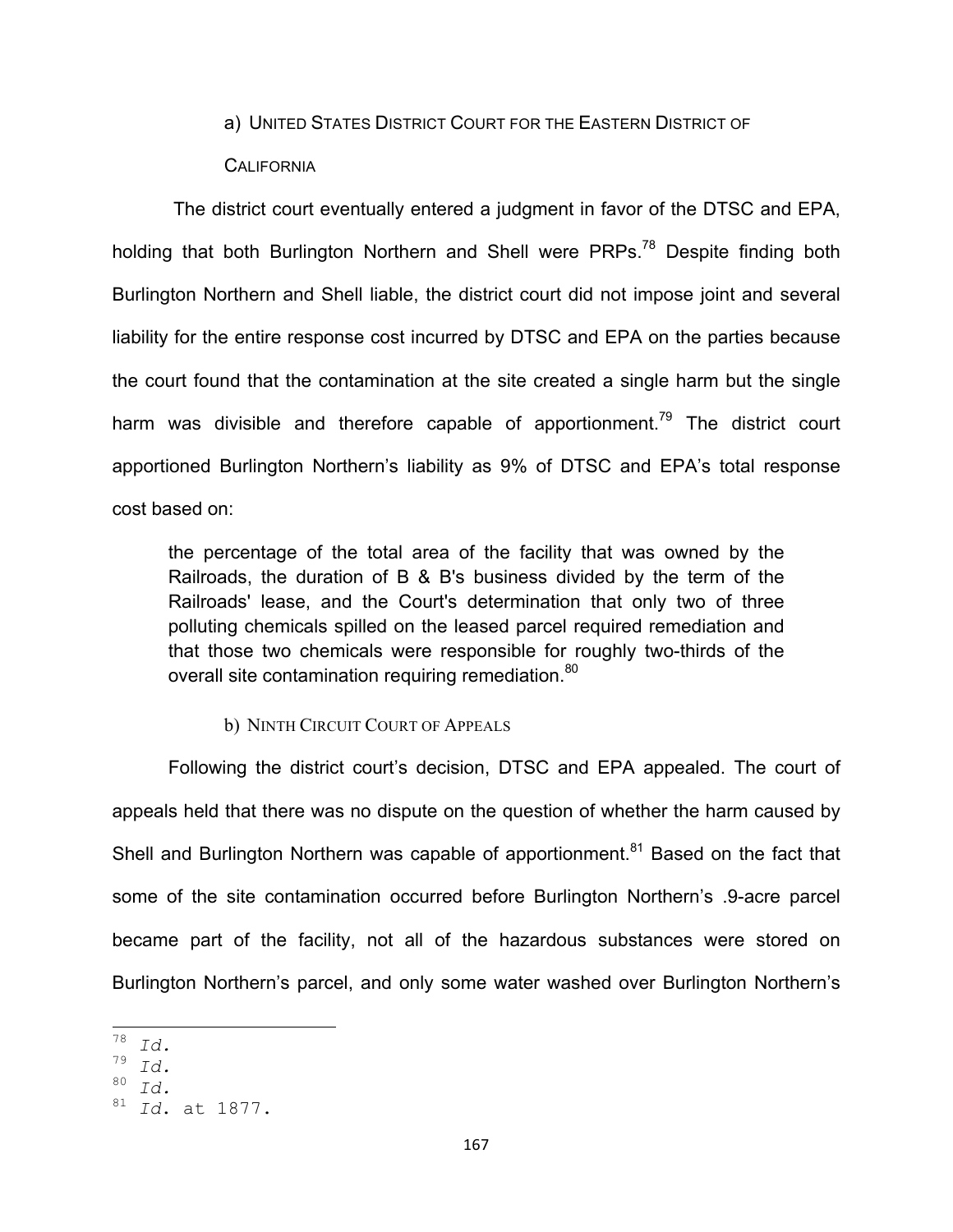a) UNITED STATES DISTRICT COURT FOR THE EASTERN DISTRICT OF CALIFORNIA

The district court eventually entered a judgment in favor of the DTSC and EPA, holding that both Burlington Northern and Shell were PRPs.[78] Despite finding both Burlington Northern and Shell liable, the district court did not impose joint and several liability for the entire response cost incurred by DTSC and EPA on the parties because the court found that the contamination at the site created a single harm but the single harm was divisible and therefore capable of apportionment.[79] The district court apportioned Burlington Northern's liability as 9% of DTSC and EPA's total response cost based on:

> the percentage of the total area of the facility that was owned by the Railroads, the duration of B & B's business divided by the term of the Railroads' lease, and the Court's determination that only two of three polluting chemicals spilled on the leased parcel required remediation and that those two chemicals were responsible for roughly two-thirds of the overall site contamination requiring remediation.[80]

b) NINTH CIRCUIT COURT OF APPEALS

Following the district court's decision, DTSC and EPA appealed. The court of appeals held that there was no dispute on the question of whether the harm caused by Shell and Burlington Northern was capable of apportionment.[81] Based on the fact that some of the site contamination occurred before Burlington Northern's .9-acre parcel became part of the facility, not all of the hazardous substances were stored on Burlington Northern's parcel, and only some water washed over Burlington Northern's

---

[78] *Id.*
[79] *Id.*
[80] *Id.*
[81] *Id.* at 1877.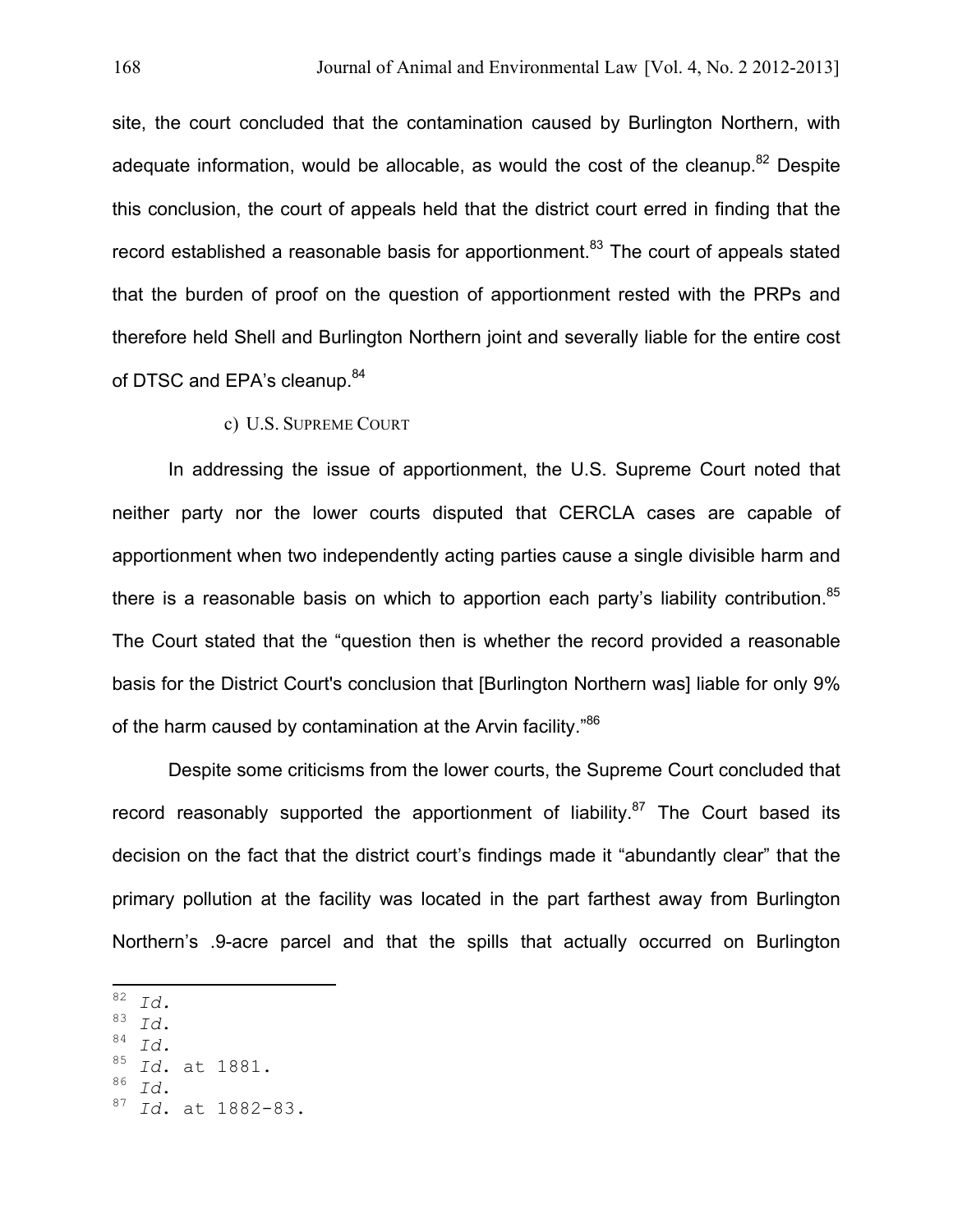site, the court concluded that the contamination caused by Burlington Northern, with adequate information, would be allocable, as would the cost of the cleanup.[82] Despite this conclusion, the court of appeals held that the district court erred in finding that the record established a reasonable basis for apportionment.[83] The court of appeals stated that the burden of proof on the question of apportionment rested with the PRPs and therefore held Shell and Burlington Northern joint and severally liable for the entire cost of DTSC and EPA's cleanup.[84]

#### c) U.S. Supreme Court

In addressing the issue of apportionment, the U.S. Supreme Court noted that neither party nor the lower courts disputed that CERCLA cases are capable of apportionment when two independently acting parties cause a single divisible harm and there is a reasonable basis on which to apportion each party's liability contribution.[85] The Court stated that the "question then is whether the record provided a reasonable basis for the District Court's conclusion that [Burlington Northern was] liable for only 9% of the harm caused by contamination at the Arvin facility."[86]

Despite some criticisms from the lower courts, the Supreme Court concluded that record reasonably supported the apportionment of liability.[87] The Court based its decision on the fact that the district court's findings made it "abundantly clear" that the primary pollution at the facility was located in the part farthest away from Burlington Northern's .9-acre parcel and that the spills that actually occurred on Burlington

---

[82] *Id.*
[83] *Id.*
[84] *Id.*
[85] *Id.* at 1881.
[86] *Id.*
[87] *Id.* at 1882-83.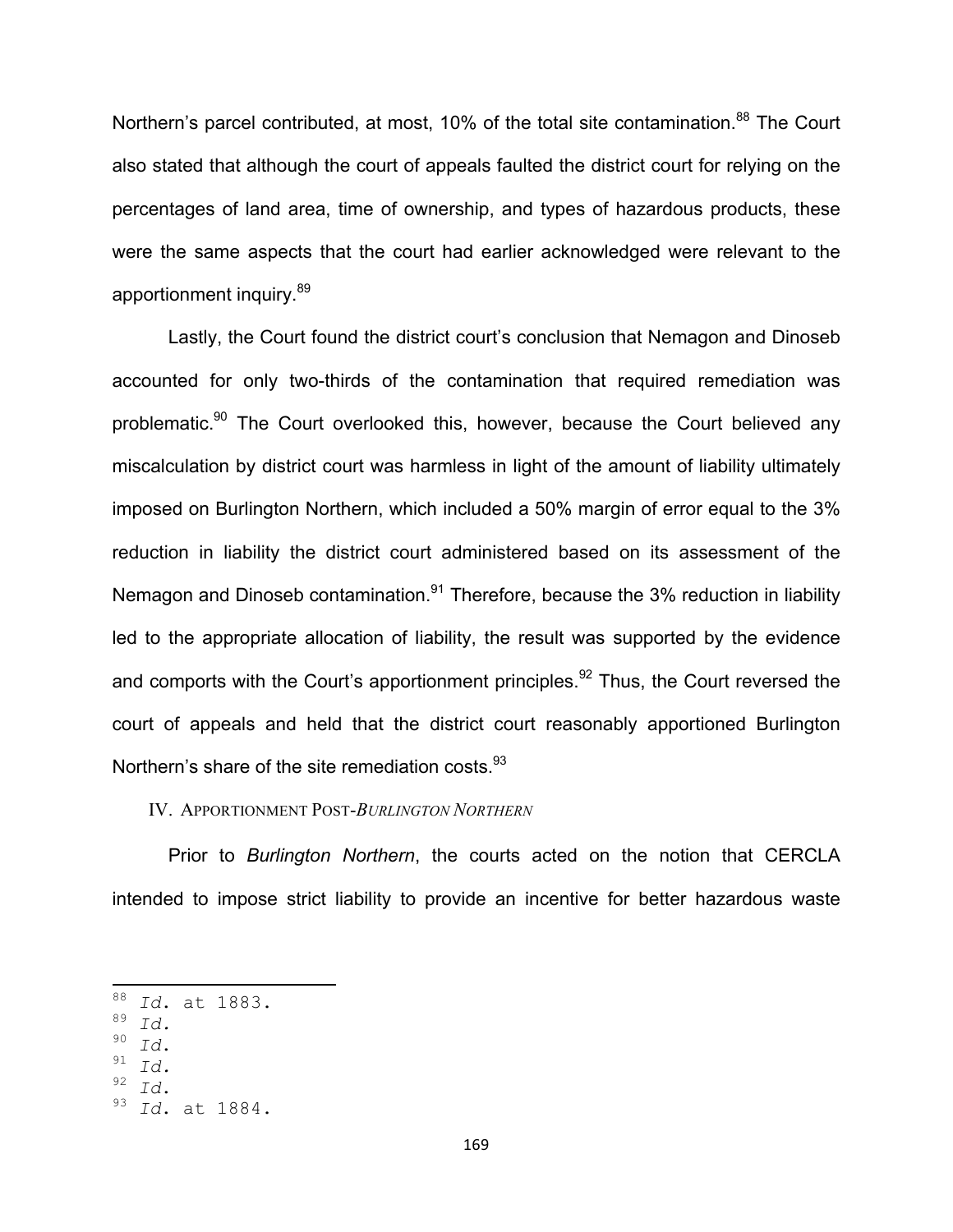Northern's parcel contributed, at most, 10% of the total site contamination.[88] The Court also stated that although the court of appeals faulted the district court for relying on the percentages of land area, time of ownership, and types of hazardous products, these were the same aspects that the court had earlier acknowledged were relevant to the apportionment inquiry.[89]

Lastly, the Court found the district court's conclusion that Nemagon and Dinoseb accounted for only two-thirds of the contamination that required remediation was problematic.[90] The Court overlooked this, however, because the Court believed any miscalculation by district court was harmless in light of the amount of liability ultimately imposed on Burlington Northern, which included a 50% margin of error equal to the 3% reduction in liability the district court administered based on its assessment of the Nemagon and Dinoseb contamination.[91] Therefore, because the 3% reduction in liability led to the appropriate allocation of liability, the result was supported by the evidence and comports with the Court's apportionment principles.[92] Thus, the Court reversed the court of appeals and held that the district court reasonably apportioned Burlington Northern's share of the site remediation costs.[93]

## IV. Apportionment Post-*Burlington Northern*

Prior to *Burlington Northern*, the courts acted on the notion that CERCLA intended to impose strict liability to provide an incentive for better hazardous waste

---

[88] *Id.* at 1883.
[89] *Id.*
[90] *Id.*
[91] *Id.*
[92] *Id.*
[93] *Id.* at 1884.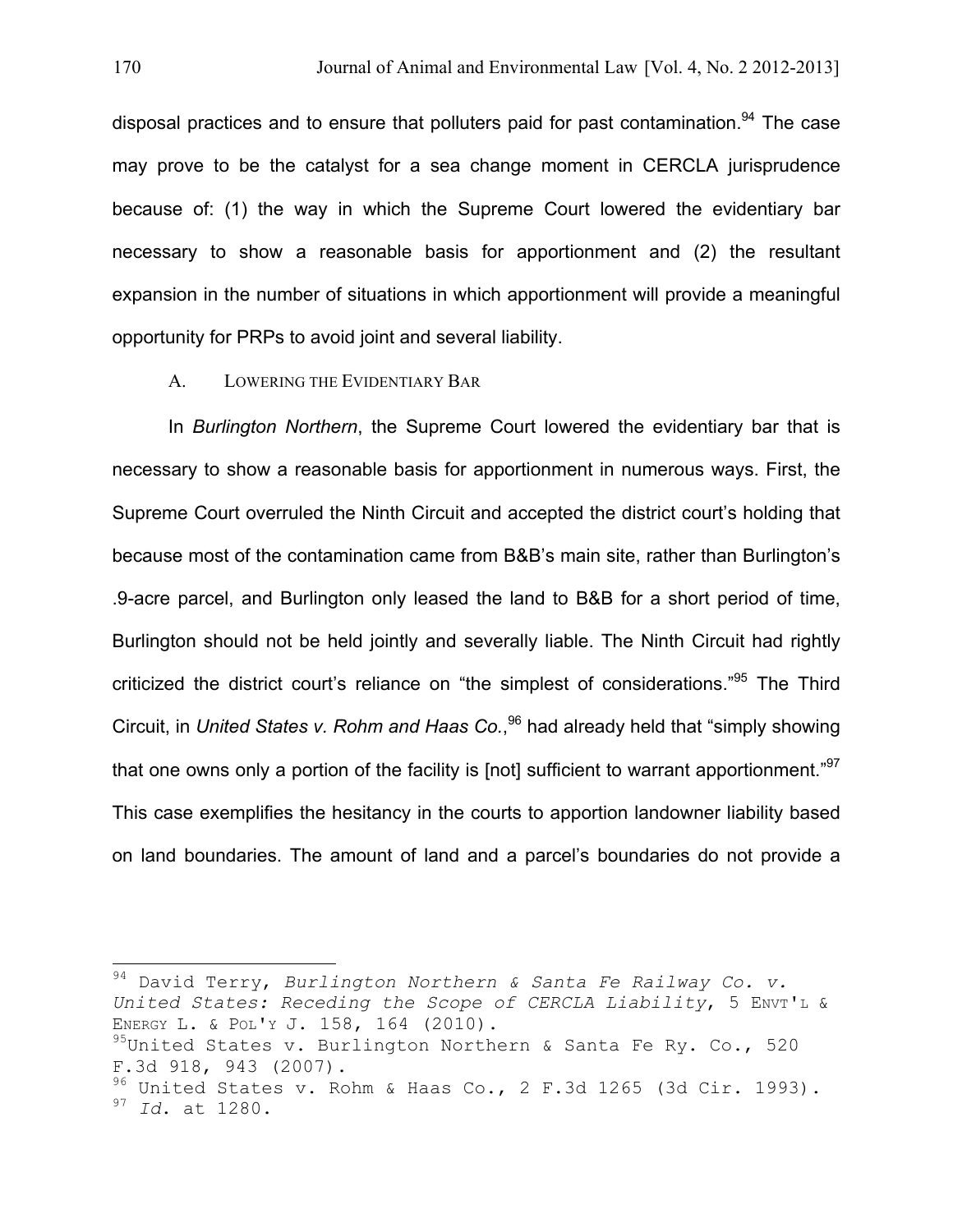disposal practices and to ensure that polluters paid for past contamination.[94] The case may prove to be the catalyst for a sea change moment in CERCLA jurisprudence because of: (1) the way in which the Supreme Court lowered the evidentiary bar necessary to show a reasonable basis for apportionment and (2) the resultant expansion in the number of situations in which apportionment will provide a meaningful opportunity for PRPs to avoid joint and several liability.

### A. LOWERING THE EVIDENTIARY BAR

In *Burlington Northern*, the Supreme Court lowered the evidentiary bar that is necessary to show a reasonable basis for apportionment in numerous ways. First, the Supreme Court overruled the Ninth Circuit and accepted the district court's holding that because most of the contamination came from B&B's main site, rather than Burlington's .9-acre parcel, and Burlington only leased the land to B&B for a short period of time, Burlington should not be held jointly and severally liable. The Ninth Circuit had rightly criticized the district court's reliance on "the simplest of considerations."[95] The Third Circuit, in *United States v. Rohm and Haas Co.*,[96] had already held that "simply showing that one owns only a portion of the facility is [not] sufficient to warrant apportionment."[97] This case exemplifies the hesitancy in the courts to apportion landowner liability based on land boundaries. The amount of land and a parcel's boundaries do not provide a

---

[94] David Terry, *Burlington Northern & Santa Fe Railway Co. v. United States: Receding the Scope of CERCLA Liability*, 5 ENVT'L & ENERGY L. & POL'Y J. 158, 164 (2010).

[95] United States v. Burlington Northern & Santa Fe Ry. Co., 520 F.3d 918, 943 (2007).

[96] United States v. Rohm & Haas Co., 2 F.3d 1265 (3d Cir. 1993).

[97] *Id.* at 1280.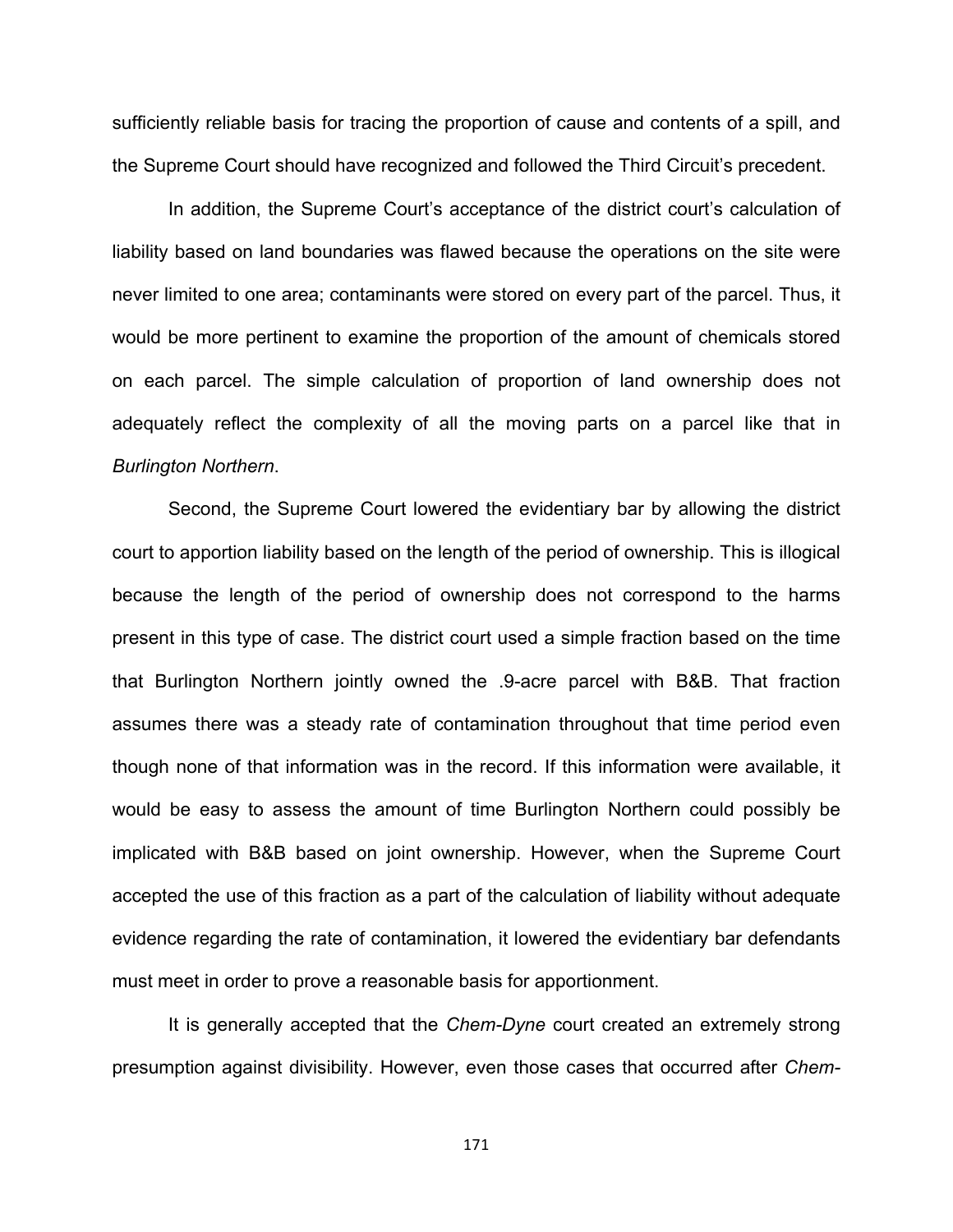sufficiently reliable basis for tracing the proportion of cause and contents of a spill, and the Supreme Court should have recognized and followed the Third Circuit's precedent.

In addition, the Supreme Court's acceptance of the district court's calculation of liability based on land boundaries was flawed because the operations on the site were never limited to one area; contaminants were stored on every part of the parcel. Thus, it would be more pertinent to examine the proportion of the amount of chemicals stored on each parcel. The simple calculation of proportion of land ownership does not adequately reflect the complexity of all the moving parts on a parcel like that in *Burlington Northern*.

Second, the Supreme Court lowered the evidentiary bar by allowing the district court to apportion liability based on the length of the period of ownership. This is illogical because the length of the period of ownership does not correspond to the harms present in this type of case. The district court used a simple fraction based on the time that Burlington Northern jointly owned the .9-acre parcel with B&B. That fraction assumes there was a steady rate of contamination throughout that time period even though none of that information was in the record. If this information were available, it would be easy to assess the amount of time Burlington Northern could possibly be implicated with B&B based on joint ownership. However, when the Supreme Court accepted the use of this fraction as a part of the calculation of liability without adequate evidence regarding the rate of contamination, it lowered the evidentiary bar defendants must meet in order to prove a reasonable basis for apportionment.

It is generally accepted that the *Chem-Dyne* court created an extremely strong presumption against divisibility. However, even those cases that occurred after *Chem-*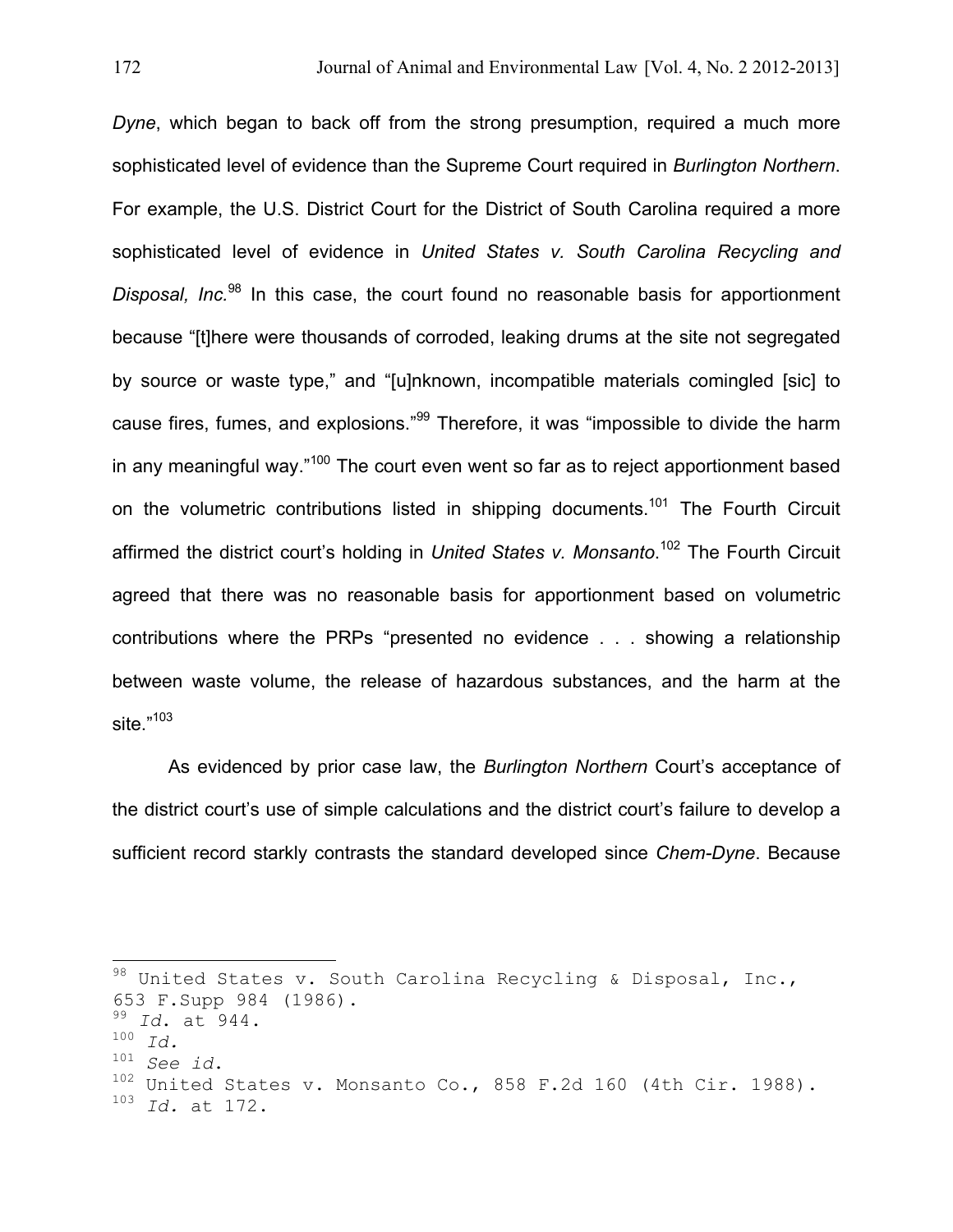*Dyne*, which began to back off from the strong presumption, required a much more sophisticated level of evidence than the Supreme Court required in *Burlington Northern*. For example, the U.S. District Court for the District of South Carolina required a more sophisticated level of evidence in *United States v. South Carolina Recycling and Disposal, Inc.*[98] In this case, the court found no reasonable basis for apportionment because "[t]here were thousands of corroded, leaking drums at the site not segregated by source or waste type," and "[u]nknown, incompatible materials comingled [sic] to cause fires, fumes, and explosions."[99] Therefore, it was "impossible to divide the harm in any meaningful way."[100] The court even went so far as to reject apportionment based on the volumetric contributions listed in shipping documents.[101] The Fourth Circuit affirmed the district court's holding in *United States v. Monsanto*.[102] The Fourth Circuit agreed that there was no reasonable basis for apportionment based on volumetric contributions where the PRPs "presented no evidence . . . showing a relationship between waste volume, the release of hazardous substances, and the harm at the site."[103]

As evidenced by prior case law, the *Burlington Northern* Court's acceptance of the district court's use of simple calculations and the district court's failure to develop a sufficient record starkly contrasts the standard developed since *Chem-Dyne*. Because

---

[98] United States v. South Carolina Recycling & Disposal, Inc., 653 F.Supp 984 (1986).

[99] *Id.* at 944.

[100] *Id.*

[101] *See id.*

[102] United States v. Monsanto Co., 858 F.2d 160 (4th Cir. 1988).

[103] *Id.* at 172.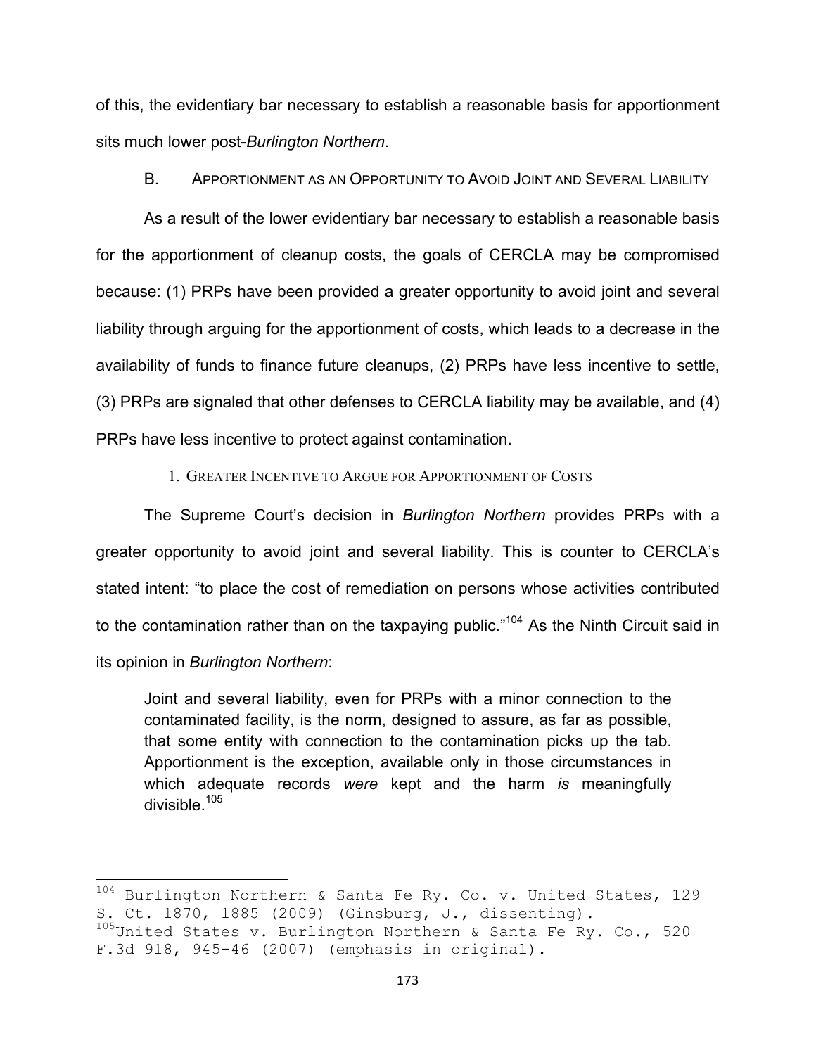of this, the evidentiary bar necessary to establish a reasonable basis for apportionment sits much lower post-*Burlington Northern*.

### B. Apportionment as an Opportunity to Avoid Joint and Several Liability

As a result of the lower evidentiary bar necessary to establish a reasonable basis for the apportionment of cleanup costs, the goals of CERCLA may be compromised because: (1) PRPs have been provided a greater opportunity to avoid joint and several liability through arguing for the apportionment of costs, which leads to a decrease in the availability of funds to finance future cleanups, (2) PRPs have less incentive to settle, (3) PRPs are signaled that other defenses to CERCLA liability may be available, and (4) PRPs have less incentive to protect against contamination.

#### 1. Greater Incentive to Argue for Apportionment of Costs

The Supreme Court's decision in *Burlington Northern* provides PRPs with a greater opportunity to avoid joint and several liability. This is counter to CERCLA's stated intent: "to place the cost of remediation on persons whose activities contributed to the contamination rather than on the taxpaying public."[104] As the Ninth Circuit said in its opinion in *Burlington Northern*:

> Joint and several liability, even for PRPs with a minor connection to the contaminated facility, is the norm, designed to assure, as far as possible, that some entity with connection to the contamination picks up the tab. Apportionment is the exception, available only in those circumstances in which adequate records *were* kept and the harm *is* meaningfully divisible.[105]

---

[104] Burlington Northern & Santa Fe Ry. Co. v. United States, 129 S. Ct. 1870, 1885 (2009) (Ginsburg, J., dissenting).

[105] United States v. Burlington Northern & Santa Fe Ry. Co., 520 F.3d 918, 945-46 (2007) (emphasis in original).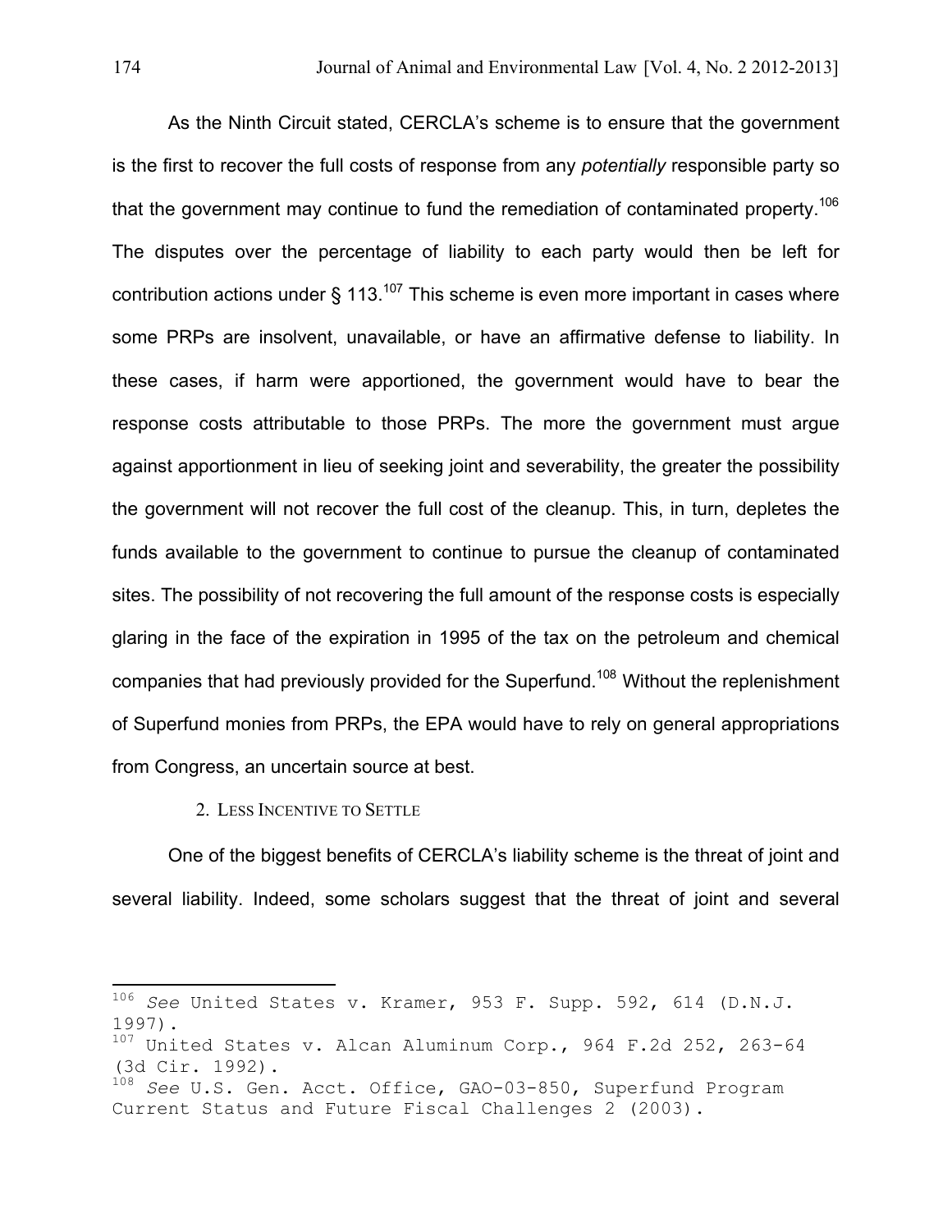As the Ninth Circuit stated, CERCLA's scheme is to ensure that the government is the first to recover the full costs of response from any *potentially* responsible party so that the government may continue to fund the remediation of contaminated property.[106] The disputes over the percentage of liability to each party would then be left for contribution actions under § 113.[107] This scheme is even more important in cases where some PRPs are insolvent, unavailable, or have an affirmative defense to liability. In these cases, if harm were apportioned, the government would have to bear the response costs attributable to those PRPs. The more the government must argue against apportionment in lieu of seeking joint and severability, the greater the possibility the government will not recover the full cost of the cleanup. This, in turn, depletes the funds available to the government to continue to pursue the cleanup of contaminated sites. The possibility of not recovering the full amount of the response costs is especially glaring in the face of the expiration in 1995 of the tax on the petroleum and chemical companies that had previously provided for the Superfund.[108] Without the replenishment of Superfund monies from PRPs, the EPA would have to rely on general appropriations from Congress, an uncertain source at best.

### 2. Less Incentive to Settle

One of the biggest benefits of CERCLA's liability scheme is the threat of joint and several liability. Indeed, some scholars suggest that the threat of joint and several

---

[106] *See* United States v. Kramer, 953 F. Supp. 592, 614 (D.N.J. 1997).

[107] United States v. Alcan Aluminum Corp., 964 F.2d 252, 263-64 (3d Cir. 1992).

[108] *See* U.S. Gen. Acct. Office, GAO-03-850, Superfund Program Current Status and Future Fiscal Challenges 2 (2003).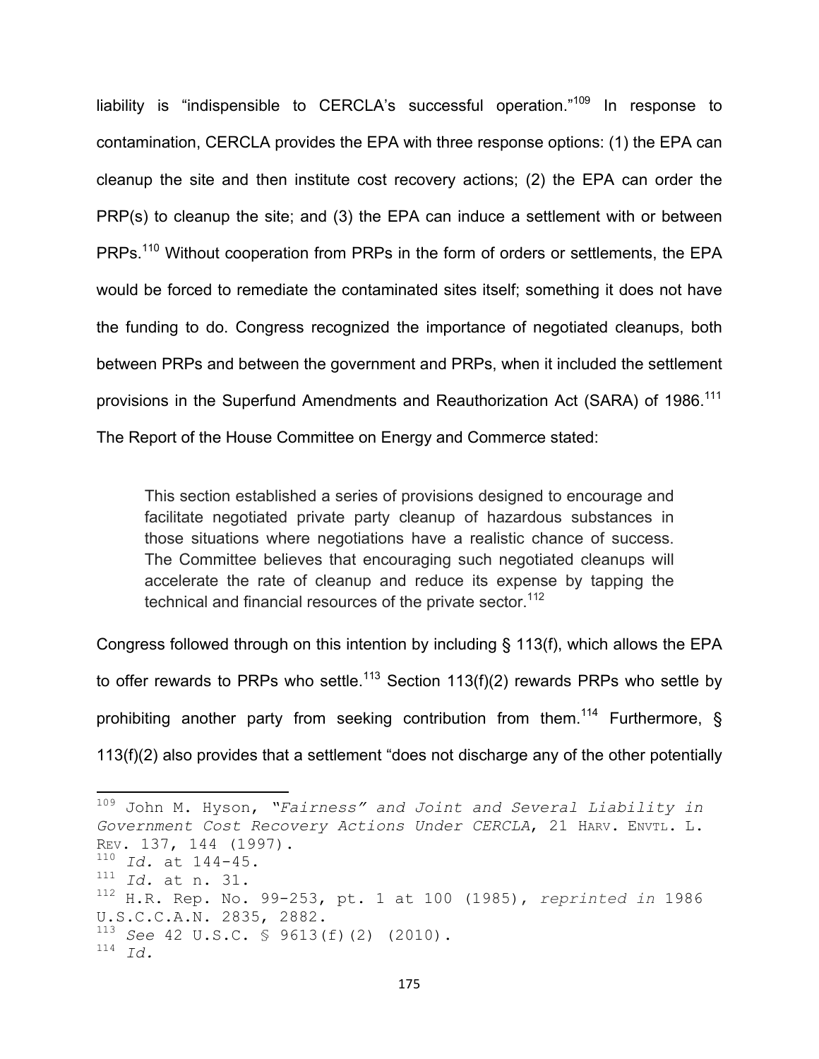liability is "indispensible to CERCLA's successful operation."[109] In response to contamination, CERCLA provides the EPA with three response options: (1) the EPA can cleanup the site and then institute cost recovery actions; (2) the EPA can order the PRP(s) to cleanup the site; and (3) the EPA can induce a settlement with or between PRPs.[110] Without cooperation from PRPs in the form of orders or settlements, the EPA would be forced to remediate the contaminated sites itself; something it does not have the funding to do. Congress recognized the importance of negotiated cleanups, both between PRPs and between the government and PRPs, when it included the settlement provisions in the Superfund Amendments and Reauthorization Act (SARA) of 1986.[111] The Report of the House Committee on Energy and Commerce stated:

> This section established a series of provisions designed to encourage and facilitate negotiated private party cleanup of hazardous substances in those situations where negotiations have a realistic chance of success. The Committee believes that encouraging such negotiated cleanups will accelerate the rate of cleanup and reduce its expense by tapping the technical and financial resources of the private sector.[112]

Congress followed through on this intention by including § 113(f), which allows the EPA to offer rewards to PRPs who settle.[113] Section 113(f)(2) rewards PRPs who settle by prohibiting another party from seeking contribution from them.[114] Furthermore, § 113(f)(2) also provides that a settlement "does not discharge any of the other potentially

---

[109] John M. Hyson, *"Fairness" and Joint and Several Liability in Government Cost Recovery Actions Under CERCLA*, 21 HARV. ENVTL. L. REV. 137, 144 (1997).

[110] *Id.* at 144-45.

[111] *Id.* at n. 31.

[112] H.R. Rep. No. 99-253, pt. 1 at 100 (1985), *reprinted in* 1986 U.S.C.C.A.N. 2835, 2882.

[113] *See* 42 U.S.C. § 9613(f)(2) (2010).

[114] *Id.*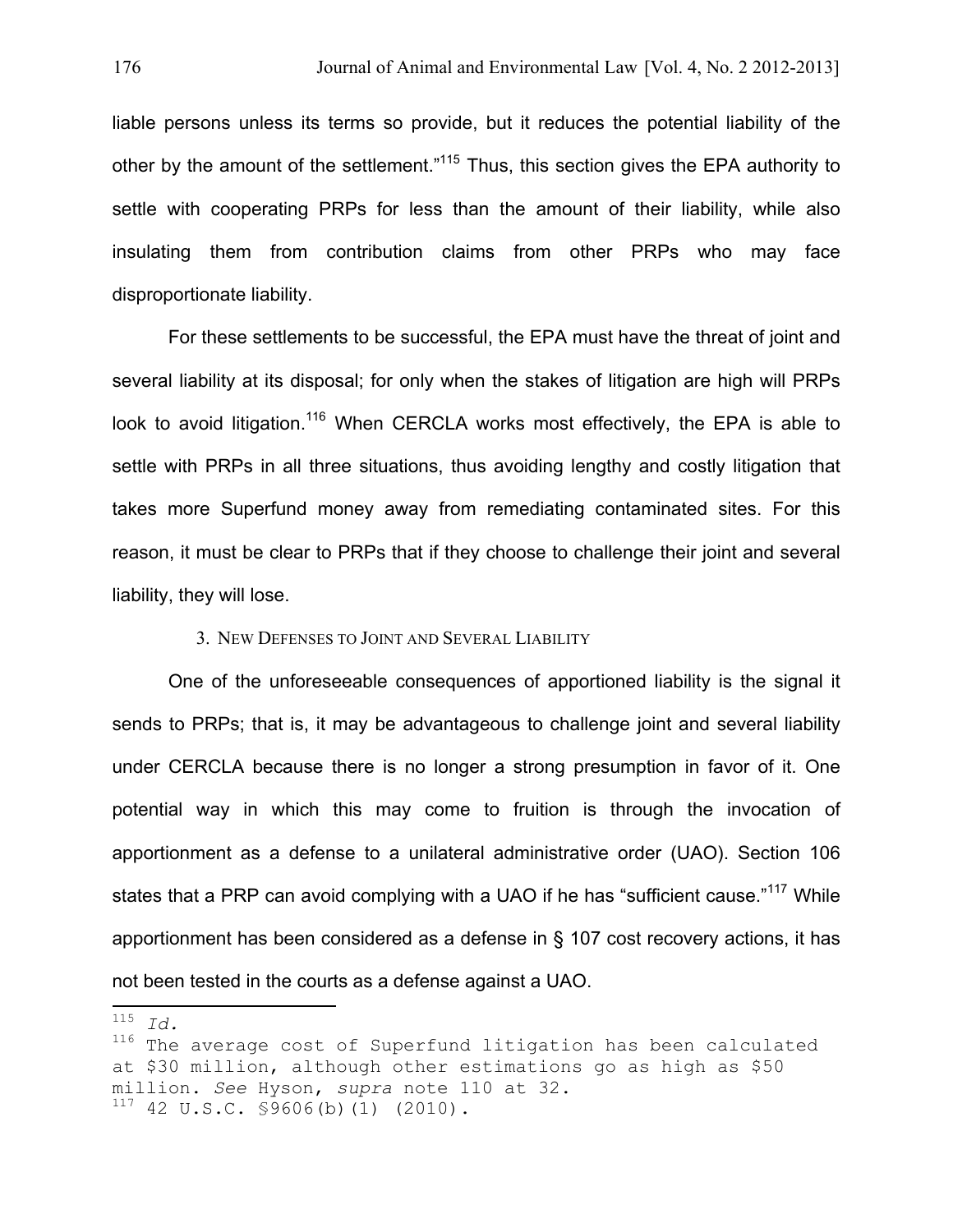liable persons unless its terms so provide, but it reduces the potential liability of the other by the amount of the settlement."[115] Thus, this section gives the EPA authority to settle with cooperating PRPs for less than the amount of their liability, while also insulating them from contribution claims from other PRPs who may face disproportionate liability.

For these settlements to be successful, the EPA must have the threat of joint and several liability at its disposal; for only when the stakes of litigation are high will PRPs look to avoid litigation.[116] When CERCLA works most effectively, the EPA is able to settle with PRPs in all three situations, thus avoiding lengthy and costly litigation that takes more Superfund money away from remediating contaminated sites. For this reason, it must be clear to PRPs that if they choose to challenge their joint and several liability, they will lose.

### 3. New Defenses to Joint and Several Liability

One of the unforeseeable consequences of apportioned liability is the signal it sends to PRPs; that is, it may be advantageous to challenge joint and several liability under CERCLA because there is no longer a strong presumption in favor of it. One potential way in which this may come to fruition is through the invocation of apportionment as a defense to a unilateral administrative order (UAO). Section 106 states that a PRP can avoid complying with a UAO if he has "sufficient cause."[117] While apportionment has been considered as a defense in § 107 cost recovery actions, it has not been tested in the courts as a defense against a UAO.

---

[115] *Id.*

[116] The average cost of Superfund litigation has been calculated at $30 million, although other estimations go as high as $50 million. *See* Hyson, *supra* note 110 at 32.

[117] 42 U.S.C. §9606(b)(1) (2010).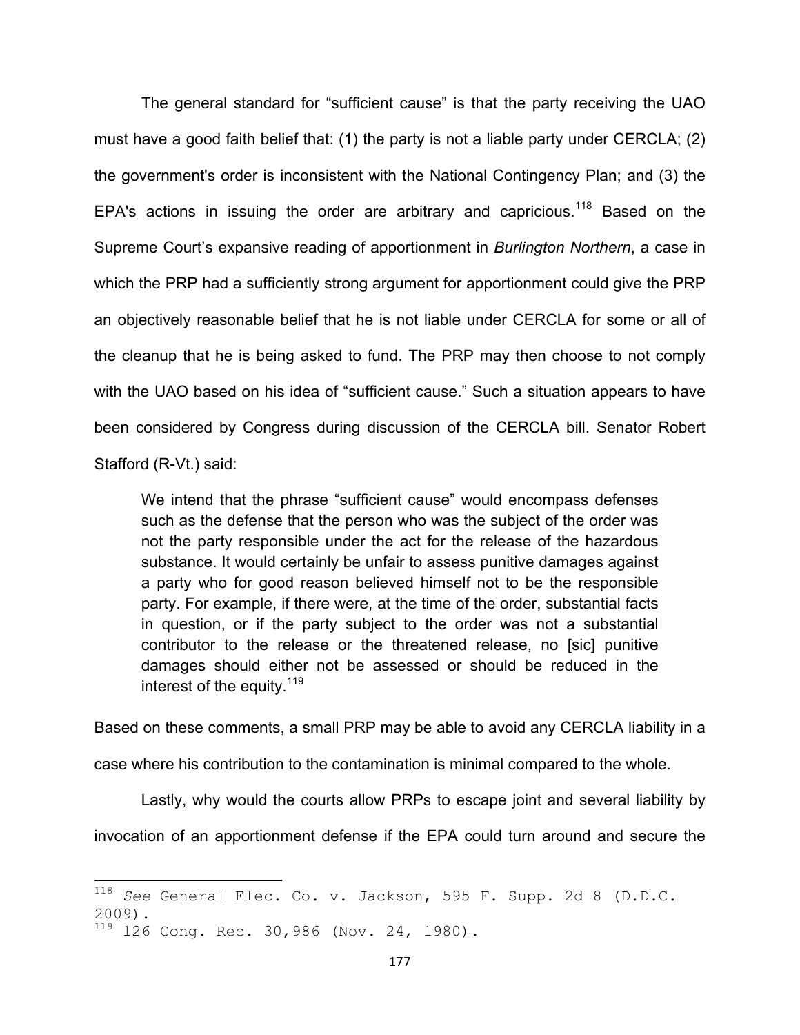The general standard for "sufficient cause" is that the party receiving the UAO must have a good faith belief that: (1) the party is not a liable party under CERCLA; (2) the government's order is inconsistent with the National Contingency Plan; and (3) the EPA's actions in issuing the order are arbitrary and capricious.[118] Based on the Supreme Court's expansive reading of apportionment in *Burlington Northern*, a case in which the PRP had a sufficiently strong argument for apportionment could give the PRP an objectively reasonable belief that he is not liable under CERCLA for some or all of the cleanup that he is being asked to fund. The PRP may then choose to not comply with the UAO based on his idea of "sufficient cause." Such a situation appears to have been considered by Congress during discussion of the CERCLA bill. Senator Robert Stafford (R-Vt.) said:

> We intend that the phrase "sufficient cause" would encompass defenses such as the defense that the person who was the subject of the order was not the party responsible under the act for the release of the hazardous substance. It would certainly be unfair to assess punitive damages against a party who for good reason believed himself not to be the responsible party. For example, if there were, at the time of the order, substantial facts in question, or if the party subject to the order was not a substantial contributor to the release or the threatened release, no [sic] punitive damages should either not be assessed or should be reduced in the interest of the equity.[119]

Based on these comments, a small PRP may be able to avoid any CERCLA liability in a case where his contribution to the contamination is minimal compared to the whole.

Lastly, why would the courts allow PRPs to escape joint and several liability by invocation of an apportionment defense if the EPA could turn around and secure the

---

[118] *See* General Elec. Co. v. Jackson, 595 F. Supp. 2d 8 (D.D.C. 2009).

[119] 126 Cong. Rec. 30,986 (Nov. 24, 1980).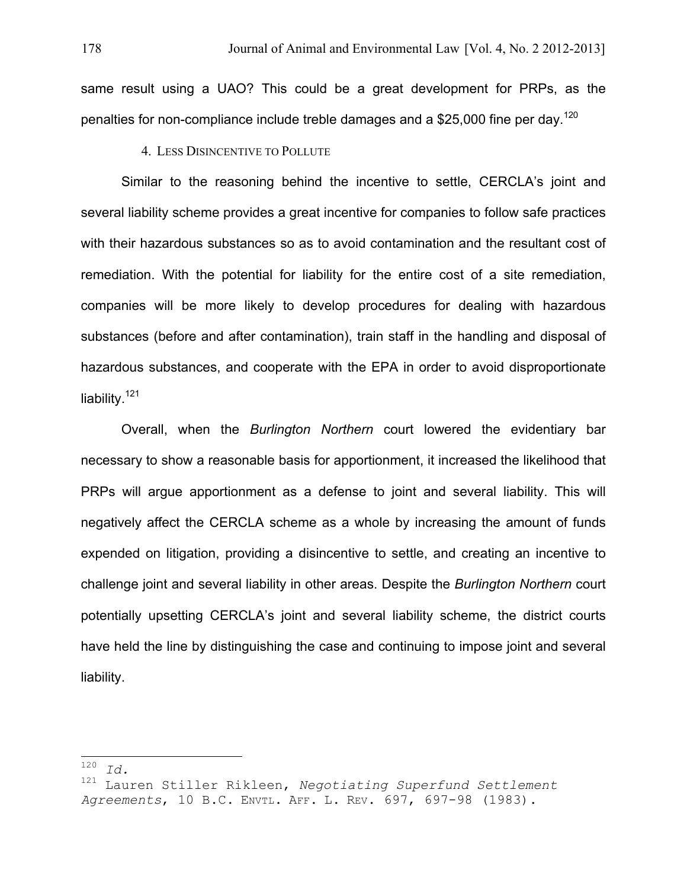same result using a UAO? This could be a great development for PRPs, as the penalties for non-compliance include treble damages and a $25,000 fine per day.[120]

#### 4. Less Disincentive to Pollute

Similar to the reasoning behind the incentive to settle, CERCLA's joint and several liability scheme provides a great incentive for companies to follow safe practices with their hazardous substances so as to avoid contamination and the resultant cost of remediation. With the potential for liability for the entire cost of a site remediation, companies will be more likely to develop procedures for dealing with hazardous substances (before and after contamination), train staff in the handling and disposal of hazardous substances, and cooperate with the EPA in order to avoid disproportionate liability.[121]

Overall, when the *Burlington Northern* court lowered the evidentiary bar necessary to show a reasonable basis for apportionment, it increased the likelihood that PRPs will argue apportionment as a defense to joint and several liability. This will negatively affect the CERCLA scheme as a whole by increasing the amount of funds expended on litigation, providing a disincentive to settle, and creating an incentive to challenge joint and several liability in other areas. Despite the *Burlington Northern* court potentially upsetting CERCLA's joint and several liability scheme, the district courts have held the line by distinguishing the case and continuing to impose joint and several liability.

---

[120] *Id.*

[121] Lauren Stiller Rikleen, *Negotiating Superfund Settlement Agreements*, 10 B.C. Envtl. Aff. L. Rev. 697, 697-98 (1983).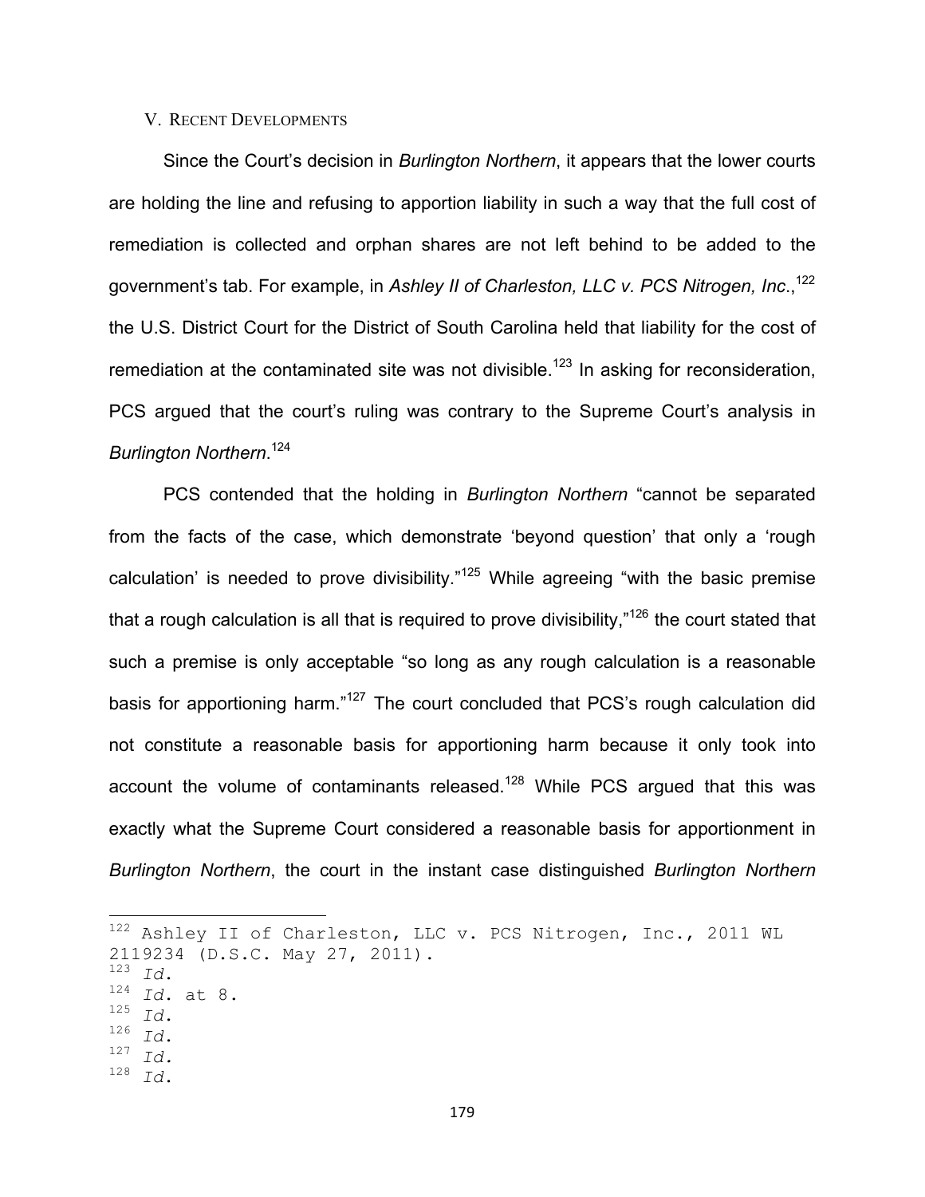## V. Recent Developments

Since the Court's decision in *Burlington Northern*, it appears that the lower courts are holding the line and refusing to apportion liability in such a way that the full cost of remediation is collected and orphan shares are not left behind to be added to the government's tab. For example, in *Ashley II of Charleston, LLC v. PCS Nitrogen, Inc.*,[122] the U.S. District Court for the District of South Carolina held that liability for the cost of remediation at the contaminated site was not divisible.[123] In asking for reconsideration, PCS argued that the court's ruling was contrary to the Supreme Court's analysis in *Burlington Northern*.[124]

PCS contended that the holding in *Burlington Northern* "cannot be separated from the facts of the case, which demonstrate 'beyond question' that only a 'rough calculation' is needed to prove divisibility."[125] While agreeing "with the basic premise that a rough calculation is all that is required to prove divisibility,"[126] the court stated that such a premise is only acceptable "so long as any rough calculation is a reasonable basis for apportioning harm."[127] The court concluded that PCS's rough calculation did not constitute a reasonable basis for apportioning harm because it only took into account the volume of contaminants released.[128] While PCS argued that this was exactly what the Supreme Court considered a reasonable basis for apportionment in *Burlington Northern*, the court in the instant case distinguished *Burlington Northern*

---

[122] Ashley II of Charleston, LLC v. PCS Nitrogen, Inc., 2011 WL 2119234 (D.S.C. May 27, 2011).

[123] *Id.*

[124] *Id.* at 8.

[125] *Id.*

[126] *Id.*

[127] *Id.*

[128] *Id.*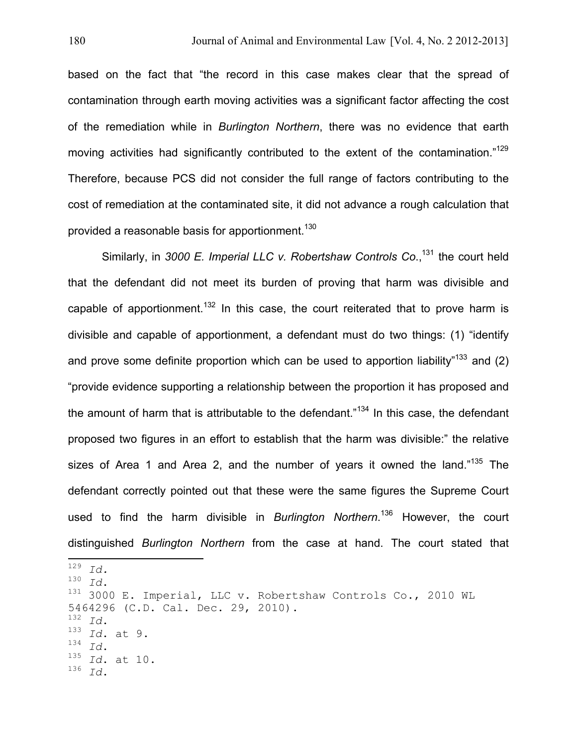based on the fact that "the record in this case makes clear that the spread of contamination through earth moving activities was a significant factor affecting the cost of the remediation while in *Burlington Northern*, there was no evidence that earth moving activities had significantly contributed to the extent of the contamination."[129] Therefore, because PCS did not consider the full range of factors contributing to the cost of remediation at the contaminated site, it did not advance a rough calculation that provided a reasonable basis for apportionment.[130]

Similarly, in *3000 E. Imperial LLC v. Robertshaw Controls Co.*,[131] the court held that the defendant did not meet its burden of proving that harm was divisible and capable of apportionment.[132] In this case, the court reiterated that to prove harm is divisible and capable of apportionment, a defendant must do two things: (1) "identify and prove some definite proportion which can be used to apportion liability"[133] and (2) "provide evidence supporting a relationship between the proportion it has proposed and the amount of harm that is attributable to the defendant."[134] In this case, the defendant proposed two figures in an effort to establish that the harm was divisible:" the relative sizes of Area 1 and Area 2, and the number of years it owned the land."[135] The defendant correctly pointed out that these were the same figures the Supreme Court used to find the harm divisible in *Burlington Northern*.[136] However, the court distinguished *Burlington Northern* from the case at hand. The court stated that

---

[129] *Id.*

[130] *Id.*

[131] 3000 E. Imperial, LLC v. Robertshaw Controls Co., 2010 WL 5464296 (C.D. Cal. Dec. 29, 2010).

[132] *Id.*

[133] *Id.* at 9.

[134] *Id.*

[135] *Id.* at 10.

[136] *Id.*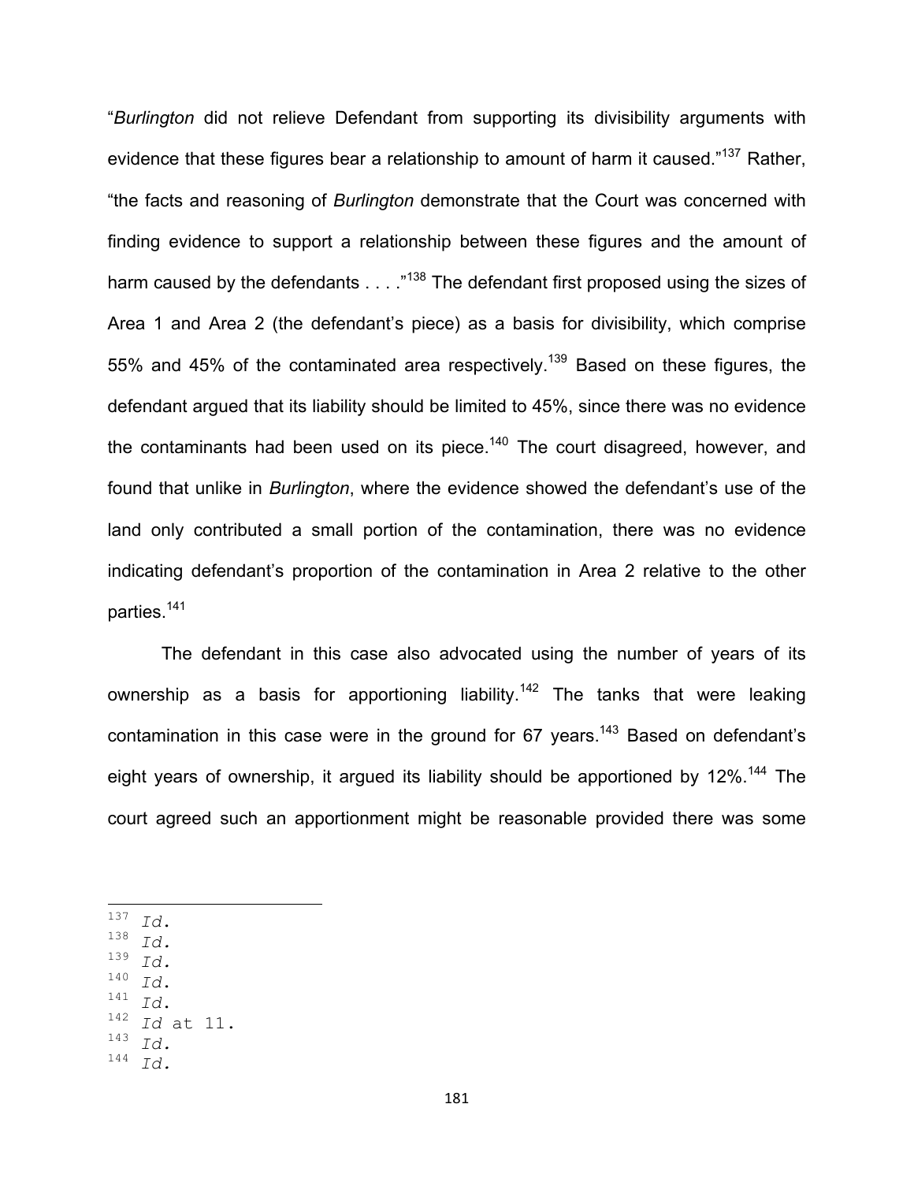"*Burlington* did not relieve Defendant from supporting its divisibility arguments with evidence that these figures bear a relationship to amount of harm it caused."[137] Rather, "the facts and reasoning of *Burlington* demonstrate that the Court was concerned with finding evidence to support a relationship between these figures and the amount of harm caused by the defendants . . . ."[138] The defendant first proposed using the sizes of Area 1 and Area 2 (the defendant's piece) as a basis for divisibility, which comprise 55% and 45% of the contaminated area respectively.[139] Based on these figures, the defendant argued that its liability should be limited to 45%, since there was no evidence the contaminants had been used on its piece.[140] The court disagreed, however, and found that unlike in *Burlington*, where the evidence showed the defendant's use of the land only contributed a small portion of the contamination, there was no evidence indicating defendant's proportion of the contamination in Area 2 relative to the other parties.[141]

The defendant in this case also advocated using the number of years of its ownership as a basis for apportioning liability.[142] The tanks that were leaking contamination in this case were in the ground for 67 years.[143] Based on defendant's eight years of ownership, it argued its liability should be apportioned by 12%.[144] The court agreed such an apportionment might be reasonable provided there was some

---

[137] *Id.*
[138] *Id.*
[139] *Id.*
[140] *Id.*
[141] *Id.*
[142] *Id* at 11.
[143] *Id.*
[144] *Id.*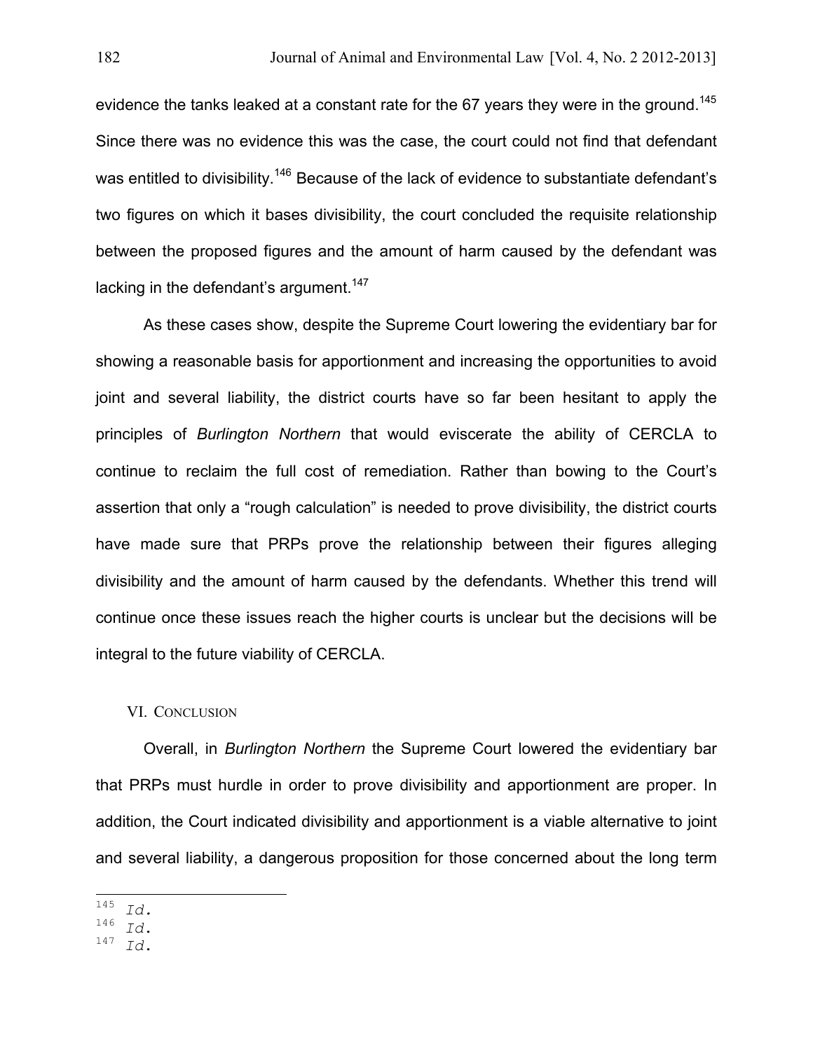evidence the tanks leaked at a constant rate for the 67 years they were in the ground.[145] Since there was no evidence this was the case, the court could not find that defendant was entitled to divisibility.[146] Because of the lack of evidence to substantiate defendant's two figures on which it bases divisibility, the court concluded the requisite relationship between the proposed figures and the amount of harm caused by the defendant was lacking in the defendant's argument.[147]

As these cases show, despite the Supreme Court lowering the evidentiary bar for showing a reasonable basis for apportionment and increasing the opportunities to avoid joint and several liability, the district courts have so far been hesitant to apply the principles of *Burlington Northern* that would eviscerate the ability of CERCLA to continue to reclaim the full cost of remediation. Rather than bowing to the Court's assertion that only a "rough calculation" is needed to prove divisibility, the district courts have made sure that PRPs prove the relationship between their figures alleging divisibility and the amount of harm caused by the defendants. Whether this trend will continue once these issues reach the higher courts is unclear but the decisions will be integral to the future viability of CERCLA.

## VI. Conclusion

Overall, in *Burlington Northern* the Supreme Court lowered the evidentiary bar that PRPs must hurdle in order to prove divisibility and apportionment are proper. In addition, the Court indicated divisibility and apportionment is a viable alternative to joint and several liability, a dangerous proposition for those concerned about the long term

---

[145] *Id.*
[146] *Id.*
[147] *Id.*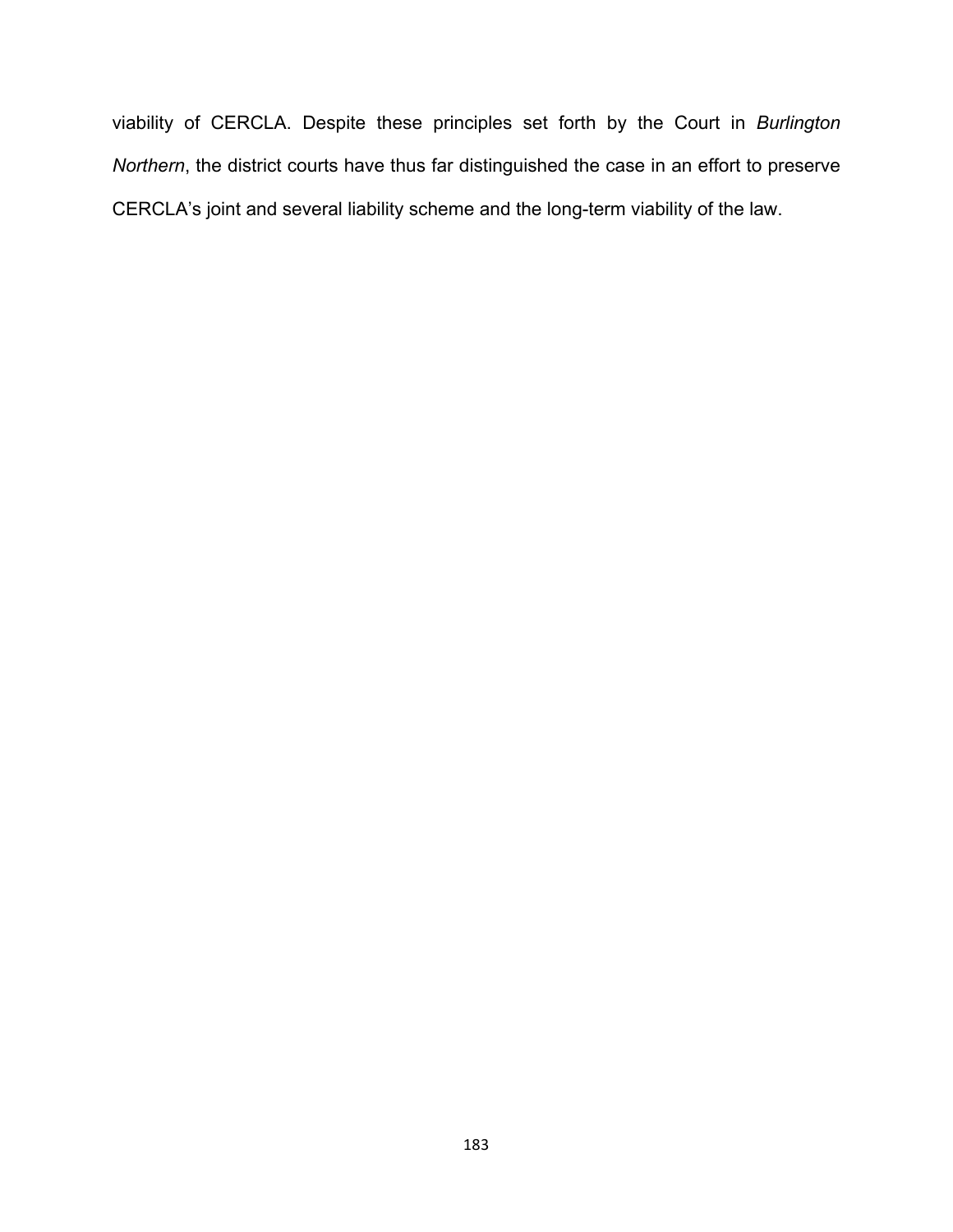viability of CERCLA. Despite these principles set forth by the Court in *Burlington Northern*, the district courts have thus far distinguished the case in an effort to preserve CERCLA's joint and several liability scheme and the long-term viability of the law.